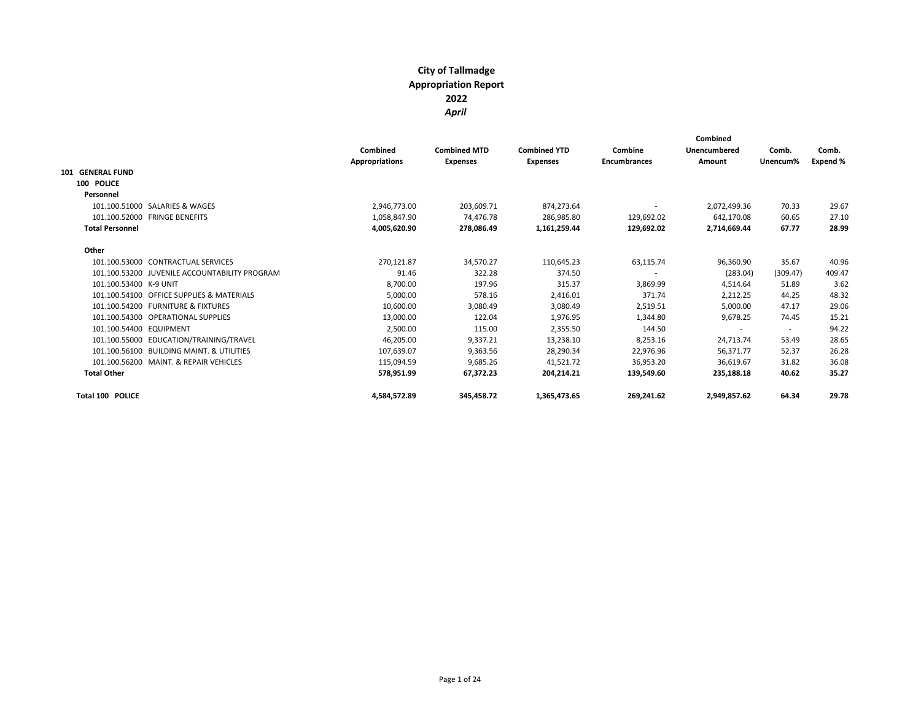# City of Tallmadge
## Appropriation Report
## 2022
### *April*

| | Combined Appropriations | Combined MTD Expenses | Combined YTD Expenses | Combine Encumbrances | Combined Unencumbered Amount | Comb. Unencum% | Comb. Expend % |
|---|---|---|---|---|---|---|---|
| **101 GENERAL FUND** | | | | | | | |
| **100 POLICE** | | | | | | | |
| **Personnel** | | | | | | | |
| 101.100.51000 SALARIES & WAGES | 2,946,773.00 | 203,609.71 | 874,273.64 | - | 2,072,499.36 | 70.33 | 29.67 |
| 101.100.52000 FRINGE BENEFITS | 1,058,847.90 | 74,476.78 | 286,985.80 | 129,692.02 | 642,170.08 | 60.65 | 27.10 |
| **Total Personnel** | **4,005,620.90** | **278,086.49** | **1,161,259.44** | **129,692.02** | **2,714,669.44** | **67.77** | **28.99** |
| **Other** | | | | | | | |
| 101.100.53000 CONTRACTUAL SERVICES | 270,121.87 | 34,570.27 | 110,645.23 | 63,115.74 | 96,360.90 | 35.67 | 40.96 |
| 101.100.53200 JUVENILE ACCOUNTABILITY PROGRAM | 91.46 | 322.28 | 374.50 | - | (283.04) | (309.47) | 409.47 |
| 101.100.53400 K-9 UNIT | 8,700.00 | 197.96 | 315.37 | 3,869.99 | 4,514.64 | 51.89 | 3.62 |
| 101.100.54100 OFFICE SUPPLIES & MATERIALS | 5,000.00 | 578.16 | 2,416.01 | 371.74 | 2,212.25 | 44.25 | 48.32 |
| 101.100.54200 FURNITURE & FIXTURES | 10,600.00 | 3,080.49 | 3,080.49 | 2,519.51 | 5,000.00 | 47.17 | 29.06 |
| 101.100.54300 OPERATIONAL SUPPLIES | 13,000.00 | 122.04 | 1,976.95 | 1,344.80 | 9,678.25 | 74.45 | 15.21 |
| 101.100.54400 EQUIPMENT | 2,500.00 | 115.00 | 2,355.50 | 144.50 | - | - | 94.22 |
| 101.100.55000 EDUCATION/TRAINING/TRAVEL | 46,205.00 | 9,337.21 | 13,238.10 | 8,253.16 | 24,713.74 | 53.49 | 28.65 |
| 101.100.56100 BUILDING MAINT. & UTILITIES | 107,639.07 | 9,363.56 | 28,290.34 | 22,976.96 | 56,371.77 | 52.37 | 26.28 |
| 101.100.56200 MAINT. & REPAIR VEHICLES | 115,094.59 | 9,685.26 | 41,521.72 | 36,953.20 | 36,619.67 | 31.82 | 36.08 |
| **Total Other** | **578,951.99** | **67,372.23** | **204,214.21** | **139,549.60** | **235,188.18** | **40.62** | **35.27** |
| **Total 100 POLICE** | **4,584,572.89** | **345,458.72** | **1,365,473.65** | **269,241.62** | **2,949,857.62** | **64.34** | **29.78** |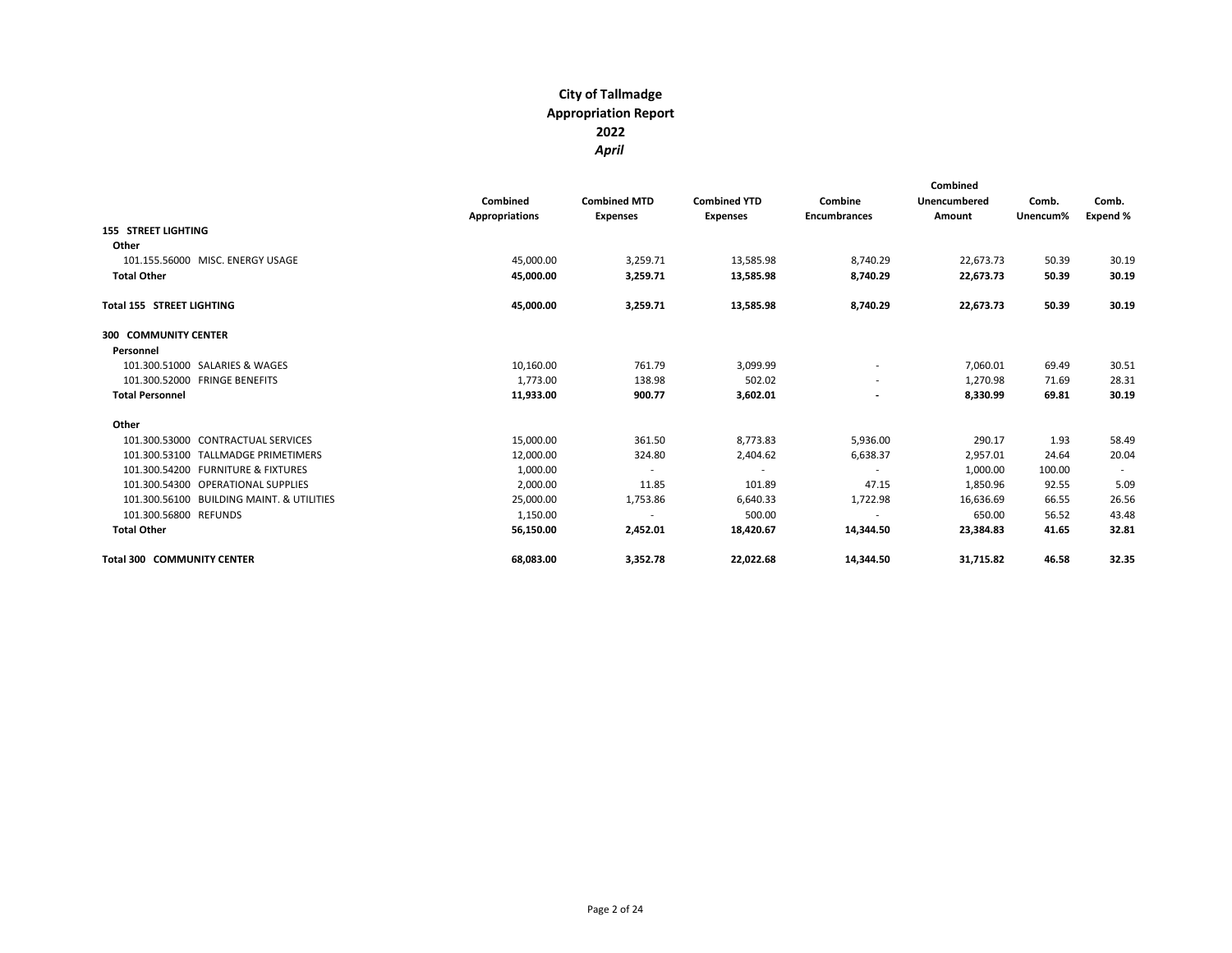# City of Tallmadge
## Appropriation Report
## 2022
### *April*

| | Combined Appropriations | Combined MTD Expenses | Combined YTD Expenses | Combine Encumbrances | Combined Unencumbered Amount | Comb. Unencum% | Comb. Expend % |
|---|---|---|---|---|---|---|---|
| **155 STREET LIGHTING** | | | | | | | |
| **Other** | | | | | | | |
| 101.155.56000 MISC. ENERGY USAGE | 45,000.00 | 3,259.71 | 13,585.98 | 8,740.29 | 22,673.73 | 50.39 | 30.19 |
| **Total Other** | **45,000.00** | **3,259.71** | **13,585.98** | **8,740.29** | **22,673.73** | **50.39** | **30.19** |
| **Total 155 STREET LIGHTING** | **45,000.00** | **3,259.71** | **13,585.98** | **8,740.29** | **22,673.73** | **50.39** | **30.19** |
| **300 COMMUNITY CENTER** | | | | | | | |
| **Personnel** | | | | | | | |
| 101.300.51000 SALARIES & WAGES | 10,160.00 | 761.79 | 3,099.99 | - | 7,060.01 | 69.49 | 30.51 |
| 101.300.52000 FRINGE BENEFITS | 1,773.00 | 138.98 | 502.02 | - | 1,270.98 | 71.69 | 28.31 |
| **Total Personnel** | **11,933.00** | **900.77** | **3,602.01** | **-** | **8,330.99** | **69.81** | **30.19** |
| **Other** | | | | | | | |
| 101.300.53000 CONTRACTUAL SERVICES | 15,000.00 | 361.50 | 8,773.83 | 5,936.00 | 290.17 | 1.93 | 58.49 |
| 101.300.53100 TALLMADGE PRIMETIMERS | 12,000.00 | 324.80 | 2,404.62 | 6,638.37 | 2,957.01 | 24.64 | 20.04 |
| 101.300.54200 FURNITURE & FIXTURES | 1,000.00 | - | - | - | 1,000.00 | 100.00 | - |
| 101.300.54300 OPERATIONAL SUPPLIES | 2,000.00 | 11.85 | 101.89 | 47.15 | 1,850.96 | 92.55 | 5.09 |
| 101.300.56100 BUILDING MAINT. & UTILITIES | 25,000.00 | 1,753.86 | 6,640.33 | 1,722.98 | 16,636.69 | 66.55 | 26.56 |
| 101.300.56800 REFUNDS | 1,150.00 | - | 500.00 | - | 650.00 | 56.52 | 43.48 |
| **Total Other** | **56,150.00** | **2,452.01** | **18,420.67** | **14,344.50** | **23,384.83** | **41.65** | **32.81** |
| **Total 300 COMMUNITY CENTER** | **68,083.00** | **3,352.78** | **22,022.68** | **14,344.50** | **31,715.82** | **46.58** | **32.35** |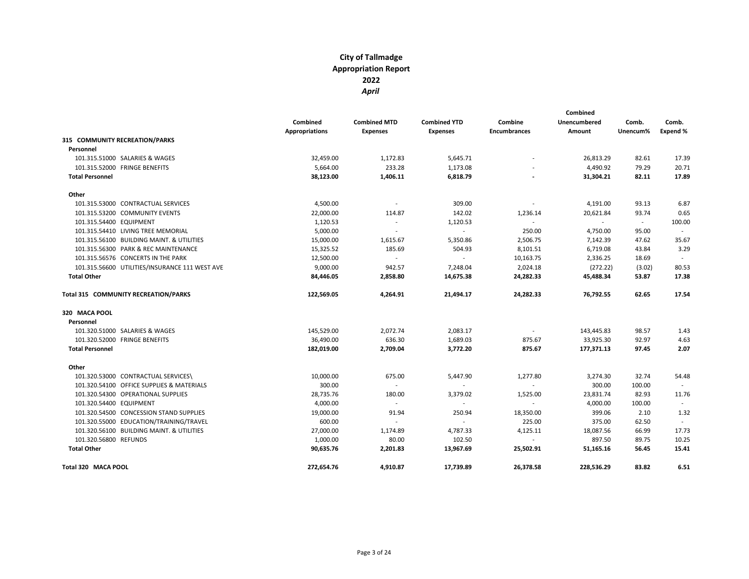# City of Tallmadge
## Appropriation Report
## 2022
### *April*

| | Combined Appropriations | Combined MTD Expenses | Combined YTD Expenses | Combine Encumbrances | Combined Unencumbered Amount | Comb. Unencum% | Comb. Expend % |
|---|---|---|---|---|---|---|---|
| **315 COMMUNITY RECREATION/PARKS** | | | | | | | |
| **Personnel** | | | | | | | |
| 101.315.51000 SALARIES & WAGES | 32,459.00 | 1,172.83 | 5,645.71 | - | 26,813.29 | 82.61 | 17.39 |
| 101.315.52000 FRINGE BENEFITS | 5,664.00 | 233.28 | 1,173.08 | - | 4,490.92 | 79.29 | 20.71 |
| **Total Personnel** | **38,123.00** | **1,406.11** | **6,818.79** | **-** | **31,304.21** | **82.11** | **17.89** |
| **Other** | | | | | | | |
| 101.315.53000 CONTRACTUAL SERVICES | 4,500.00 | - | 309.00 | - | 4,191.00 | 93.13 | 6.87 |
| 101.315.53200 COMMUNITY EVENTS | 22,000.00 | 114.87 | 142.02 | 1,236.14 | 20,621.84 | 93.74 | 0.65 |
| 101.315.54400 EQUIPMENT | 1,120.53 | - | 1,120.53 | - | - | - | 100.00 |
| 101.315.54410 LIVING TREE MEMORIAL | 5,000.00 | - | - | 250.00 | 4,750.00 | 95.00 | - |
| 101.315.56100 BUILDING MAINT. & UTILITIES | 15,000.00 | 1,615.67 | 5,350.86 | 2,506.75 | 7,142.39 | 47.62 | 35.67 |
| 101.315.56300 PARK & REC MAINTENANCE | 15,325.52 | 185.69 | 504.93 | 8,101.51 | 6,719.08 | 43.84 | 3.29 |
| 101.315.56576 CONCERTS IN THE PARK | 12,500.00 | - | - | 10,163.75 | 2,336.25 | 18.69 | - |
| 101.315.56600 UTILITIES/INSURANCE 111 WEST AVE | 9,000.00 | 942.57 | 7,248.04 | 2,024.18 | (272.22) | (3.02) | 80.53 |
| **Total Other** | **84,446.05** | **2,858.80** | **14,675.38** | **24,282.33** | **45,488.34** | **53.87** | **17.38** |
| **Total 315 COMMUNITY RECREATION/PARKS** | **122,569.05** | **4,264.91** | **21,494.17** | **24,282.33** | **76,792.55** | **62.65** | **17.54** |
| **320 MACA POOL** | | | | | | | |
| **Personnel** | | | | | | | |
| 101.320.51000 SALARIES & WAGES | 145,529.00 | 2,072.74 | 2,083.17 | - | 143,445.83 | 98.57 | 1.43 |
| 101.320.52000 FRINGE BENEFITS | 36,490.00 | 636.30 | 1,689.03 | 875.67 | 33,925.30 | 92.97 | 4.63 |
| **Total Personnel** | **182,019.00** | **2,709.04** | **3,772.20** | **875.67** | **177,371.13** | **97.45** | **2.07** |
| **Other** | | | | | | | |
| 101.320.53000 CONTRACTUAL SERVICES\ | 10,000.00 | 675.00 | 5,447.90 | 1,277.80 | 3,274.30 | 32.74 | 54.48 |
| 101.320.54100 OFFICE SUPPLIES & MATERIALS | 300.00 | - | - | - | 300.00 | 100.00 | - |
| 101.320.54300 OPERATIONAL SUPPLIES | 28,735.76 | 180.00 | 3,379.02 | 1,525.00 | 23,831.74 | 82.93 | 11.76 |
| 101.320.54400 EQUIPMENT | 4,000.00 | - | - | - | 4,000.00 | 100.00 | - |
| 101.320.54500 CONCESSION STAND SUPPLIES | 19,000.00 | 91.94 | 250.94 | 18,350.00 | 399.06 | 2.10 | 1.32 |
| 101.320.55000 EDUCATION/TRAINING/TRAVEL | 600.00 | - | - | 225.00 | 375.00 | 62.50 | - |
| 101.320.56100 BUILDING MAINT. & UTILITIES | 27,000.00 | 1,174.89 | 4,787.33 | 4,125.11 | 18,087.56 | 66.99 | 17.73 |
| 101.320.56800 REFUNDS | 1,000.00 | 80.00 | 102.50 | - | 897.50 | 89.75 | 10.25 |
| **Total Other** | **90,635.76** | **2,201.83** | **13,967.69** | **25,502.91** | **51,165.16** | **56.45** | **15.41** |
| **Total 320 MACA POOL** | **272,654.76** | **4,910.87** | **17,739.89** | **26,378.58** | **228,536.29** | **83.82** | **6.51** |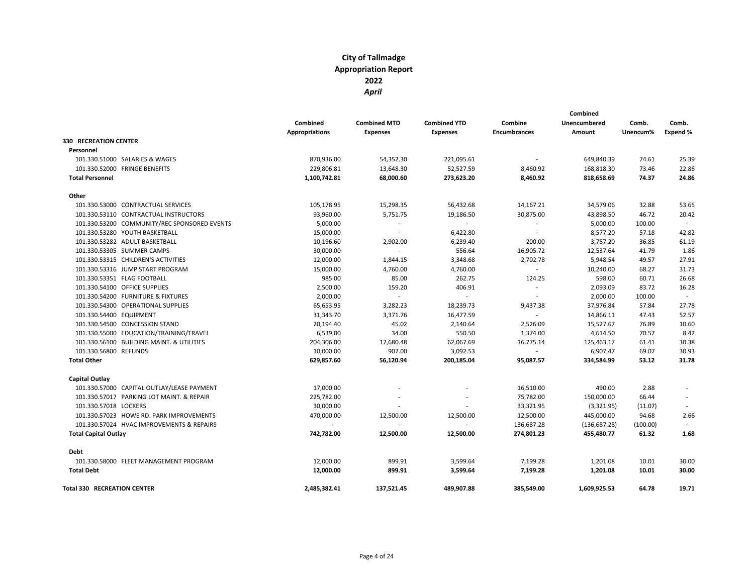# City of Tallmadge
## Appropriation Report
## 2022
### *April*

| | Combined Appropriations | Combined MTD Expenses | Combined YTD Expenses | Combine Encumbrances | Combined Unencumbered Amount | Comb. Unencum% | Comb. Expend % |
|---|---|---|---|---|---|---|---|
| **330 RECREATION CENTER** | | | | | | | |
| **Personnel** | | | | | | | |
| 101.330.51000 SALARIES & WAGES | 870,936.00 | 54,352.30 | 221,095.61 | - | 649,840.39 | 74.61 | 25.39 |
| 101.330.52000 FRINGE BENEFITS | 229,806.81 | 13,648.30 | 52,527.59 | 8,460.92 | 168,818.30 | 73.46 | 22.86 |
| **Total Personnel** | **1,100,742.81** | **68,000.60** | **273,623.20** | **8,460.92** | **818,658.69** | **74.37** | **24.86** |
| **Other** | | | | | | | |
| 101.330.53000 CONTRACTUAL SERVICES | 105,178.95 | 15,298.35 | 56,432.68 | 14,167.21 | 34,579.06 | 32.88 | 53.65 |
| 101.330.53110 CONTRACTUAL INSTRUCTORS | 93,960.00 | 5,751.75 | 19,186.50 | 30,875.00 | 43,898.50 | 46.72 | 20.42 |
| 101.330.53200 COMMUNITY/REC SPONSORED EVENTS | 5,000.00 | - | - | - | 5,000.00 | 100.00 | - |
| 101.330.53280 YOUTH BASKETBALL | 15,000.00 | - | 6,422.80 | - | 8,577.20 | 57.18 | 42.82 |
| 101.330.53282 ADULT BASKETBALL | 10,196.60 | 2,902.00 | 6,239.40 | 200.00 | 3,757.20 | 36.85 | 61.19 |
| 101.330.53305 SUMMER CAMPS | 30,000.00 | - | 556.64 | 16,905.72 | 12,537.64 | 41.79 | 1.86 |
| 101.330.53315 CHILDREN'S ACTIVITIES | 12,000.00 | 1,844.15 | 3,348.68 | 2,702.78 | 5,948.54 | 49.57 | 27.91 |
| 101.330.53316 JUMP START PROGRAM | 15,000.00 | 4,760.00 | 4,760.00 | - | 10,240.00 | 68.27 | 31.73 |
| 101.330.53351 FLAG FOOTBALL | 985.00 | 85.00 | 262.75 | 124.25 | 598.00 | 60.71 | 26.68 |
| 101.330.54100 OFFICE SUPPLIES | 2,500.00 | 159.20 | 406.91 | - | 2,093.09 | 83.72 | 16.28 |
| 101.330.54200 FURNITURE & FIXTURES | 2,000.00 | - | - | - | 2,000.00 | 100.00 | - |
| 101.330.54300 OPERATIONAL SUPPLIES | 65,653.95 | 3,282.23 | 18,239.73 | 9,437.38 | 37,976.84 | 57.84 | 27.78 |
| 101.330.54400 EQUIPMENT | 31,343.70 | 3,371.76 | 16,477.59 | - | 14,866.11 | 47.43 | 52.57 |
| 101.330.54500 CONCESSION STAND | 20,194.40 | 45.02 | 2,140.64 | 2,526.09 | 15,527.67 | 76.89 | 10.60 |
| 101.330.55000 EDUCATION/TRAINING/TRAVEL | 6,539.00 | 34.00 | 550.50 | 1,374.00 | 4,614.50 | 70.57 | 8.42 |
| 101.330.56100 BUILDING MAINT. & UTILITIES | 204,306.00 | 17,680.48 | 62,067.69 | 16,775.14 | 125,463.17 | 61.41 | 30.38 |
| 101.330.56800 REFUNDS | 10,000.00 | 907.00 | 3,092.53 | - | 6,907.47 | 69.07 | 30.93 |
| **Total Other** | **629,857.60** | **56,120.94** | **200,185.04** | **95,087.57** | **334,584.99** | **53.12** | **31.78** |
| **Capital Outlay** | | | | | | | |
| 101.330.57000 CAPITAL OUTLAY/LEASE PAYMENT | 17,000.00 | - | - | 16,510.00 | 490.00 | 2.88 | - |
| 101.330.57017 PARKING LOT MAINT. & REPAIR | 225,782.00 | - | - | 75,782.00 | 150,000.00 | 66.44 | - |
| 101.330.57018 LOCKERS | 30,000.00 | - | - | 33,321.95 | (3,321.95) | (11.07) | - |
| 101.330.57023 HOWE RD. PARK IMPROVEMENTS | 470,000.00 | 12,500.00 | 12,500.00 | 12,500.00 | 445,000.00 | 94.68 | 2.66 |
| 101.330.57024 HVAC IMPROVEMENTS & REPAIRS | - | - | - | 136,687.28 | (136,687.28) | (100.00) | - |
| **Total Capital Outlay** | **742,782.00** | **12,500.00** | **12,500.00** | **274,801.23** | **455,480.77** | **61.32** | **1.68** |
| **Debt** | | | | | | | |
| 101.330.58000 FLEET MANAGEMENT PROGRAM | 12,000.00 | 899.91 | 3,599.64 | 7,199.28 | 1,201.08 | 10.01 | 30.00 |
| **Total Debt** | **12,000.00** | **899.91** | **3,599.64** | **7,199.28** | **1,201.08** | **10.01** | **30.00** |
| **Total 330 RECREATION CENTER** | **2,485,382.41** | **137,521.45** | **489,907.88** | **385,549.00** | **1,609,925.53** | **64.78** | **19.71** |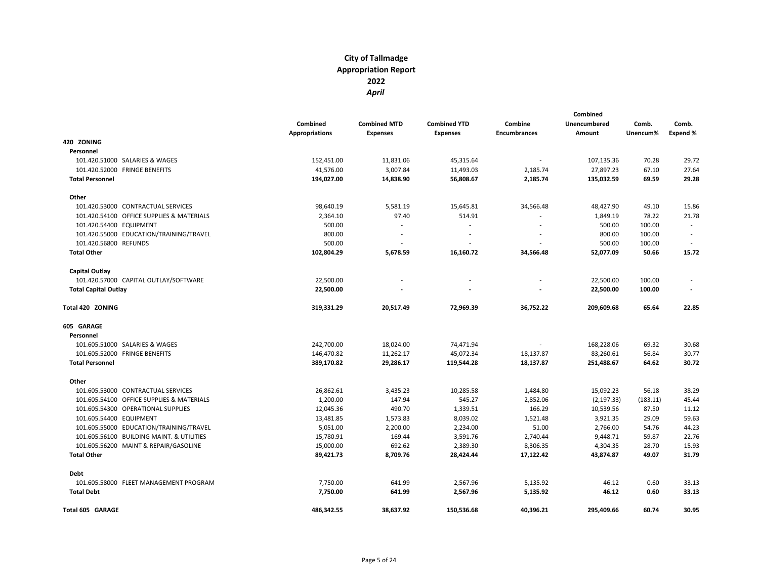# City of Tallmadge
## Appropriation Report
## 2022
### *April*

| | Combined Appropriations | Combined MTD Expenses | Combined YTD Expenses | Combine Encumbrances | Combined Unencumbered Amount | Comb. Unencum% | Comb. Expend % |
|---|---|---|---|---|---|---|---|
| **420 ZONING** | | | | | | | |
| **Personnel** | | | | | | | |
| 101.420.51000 SALARIES & WAGES | 152,451.00 | 11,831.06 | 45,315.64 | - | 107,135.36 | 70.28 | 29.72 |
| 101.420.52000 FRINGE BENEFITS | 41,576.00 | 3,007.84 | 11,493.03 | 2,185.74 | 27,897.23 | 67.10 | 27.64 |
| **Total Personnel** | **194,027.00** | **14,838.90** | **56,808.67** | **2,185.74** | **135,032.59** | **69.59** | **29.28** |
| **Other** | | | | | | | |
| 101.420.53000 CONTRACTUAL SERVICES | 98,640.19 | 5,581.19 | 15,645.81 | 34,566.48 | 48,427.90 | 49.10 | 15.86 |
| 101.420.54100 OFFICE SUPPLIES & MATERIALS | 2,364.10 | 97.40 | 514.91 | - | 1,849.19 | 78.22 | 21.78 |
| 101.420.54400 EQUIPMENT | 500.00 | - | - | - | 500.00 | 100.00 | - |
| 101.420.55000 EDUCATION/TRAINING/TRAVEL | 800.00 | - | - | - | 800.00 | 100.00 | - |
| 101.420.56800 REFUNDS | 500.00 | - | - | - | 500.00 | 100.00 | - |
| **Total Other** | **102,804.29** | **5,678.59** | **16,160.72** | **34,566.48** | **52,077.09** | **50.66** | **15.72** |
| **Capital Outlay** | | | | | | | |
| 101.420.57000 CAPITAL OUTLAY/SOFTWARE | 22,500.00 | - | - | - | 22,500.00 | 100.00 | - |
| **Total Capital Outlay** | **22,500.00** | **-** | **-** | **-** | **22,500.00** | **100.00** | **-** |
| **Total 420 ZONING** | **319,331.29** | **20,517.49** | **72,969.39** | **36,752.22** | **209,609.68** | **65.64** | **22.85** |
| **605 GARAGE** | | | | | | | |
| **Personnel** | | | | | | | |
| 101.605.51000 SALARIES & WAGES | 242,700.00 | 18,024.00 | 74,471.94 | - | 168,228.06 | 69.32 | 30.68 |
| 101.605.52000 FRINGE BENEFITS | 146,470.82 | 11,262.17 | 45,072.34 | 18,137.87 | 83,260.61 | 56.84 | 30.77 |
| **Total Personnel** | **389,170.82** | **29,286.17** | **119,544.28** | **18,137.87** | **251,488.67** | **64.62** | **30.72** |
| **Other** | | | | | | | |
| 101.605.53000 CONTRACTUAL SERVICES | 26,862.61 | 3,435.23 | 10,285.58 | 1,484.80 | 15,092.23 | 56.18 | 38.29 |
| 101.605.54100 OFFICE SUPPLIES & MATERIALS | 1,200.00 | 147.94 | 545.27 | 2,852.06 | (2,197.33) | (183.11) | 45.44 |
| 101.605.54300 OPERATIONAL SUPPLIES | 12,045.36 | 490.70 | 1,339.51 | 166.29 | 10,539.56 | 87.50 | 11.12 |
| 101.605.54400 EQUIPMENT | 13,481.85 | 1,573.83 | 8,039.02 | 1,521.48 | 3,921.35 | 29.09 | 59.63 |
| 101.605.55000 EDUCATION/TRAINING/TRAVEL | 5,051.00 | 2,200.00 | 2,234.00 | 51.00 | 2,766.00 | 54.76 | 44.23 |
| 101.605.56100 BUILDING MAINT. & UTILITIES | 15,780.91 | 169.44 | 3,591.76 | 2,740.44 | 9,448.71 | 59.87 | 22.76 |
| 101.605.56200 MAINT & REPAIR/GASOLINE | 15,000.00 | 692.62 | 2,389.30 | 8,306.35 | 4,304.35 | 28.70 | 15.93 |
| **Total Other** | **89,421.73** | **8,709.76** | **28,424.44** | **17,122.42** | **43,874.87** | **49.07** | **31.79** |
| **Debt** | | | | | | | |
| 101.605.58000 FLEET MANAGEMENT PROGRAM | 7,750.00 | 641.99 | 2,567.96 | 5,135.92 | 46.12 | 0.60 | 33.13 |
| **Total Debt** | **7,750.00** | **641.99** | **2,567.96** | **5,135.92** | **46.12** | **0.60** | **33.13** |
| **Total 605 GARAGE** | **486,342.55** | **38,637.92** | **150,536.68** | **40,396.21** | **295,409.66** | **60.74** | **30.95** |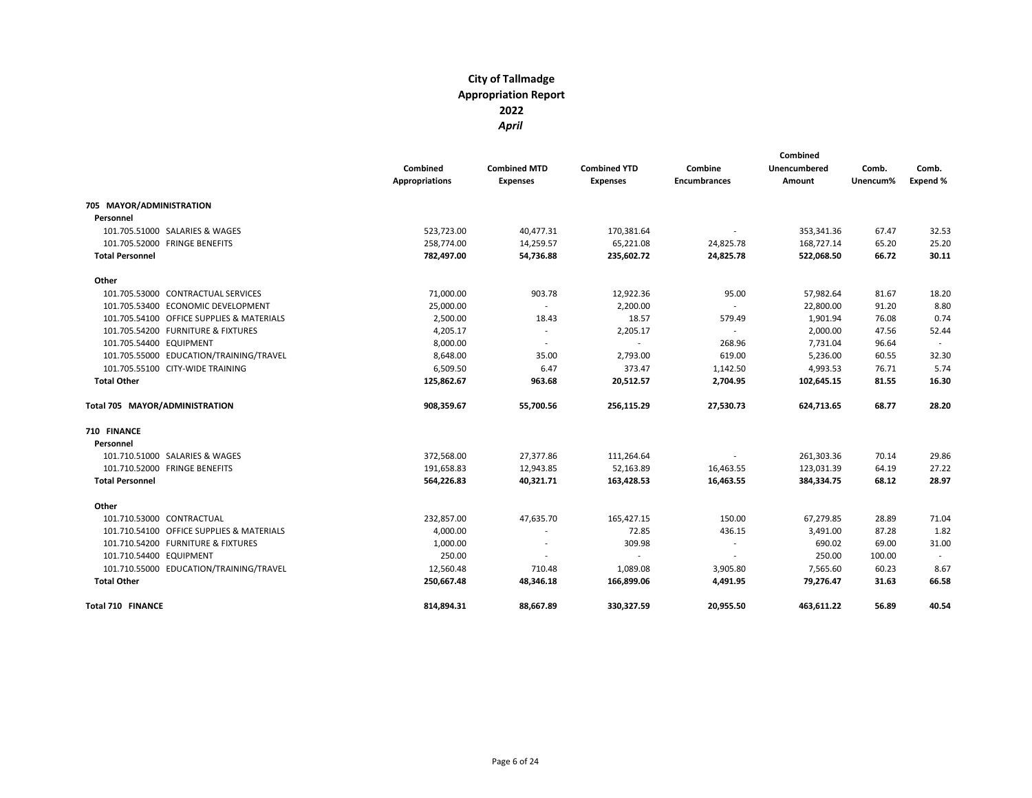# City of Tallmadge
## Appropriation Report
## 2022
### *April*

| | Combined Appropriations | Combined MTD Expenses | Combined YTD Expenses | Combine Encumbrances | Combined Unencumbered Amount | Comb. Unencum% | Comb. Expend % |
|---|---|---|---|---|---|---|---|
| **705 MAYOR/ADMINISTRATION** | | | | | | | |
| **Personnel** | | | | | | | |
| 101.705.51000 SALARIES & WAGES | 523,723.00 | 40,477.31 | 170,381.64 | - | 353,341.36 | 67.47 | 32.53 |
| 101.705.52000 FRINGE BENEFITS | 258,774.00 | 14,259.57 | 65,221.08 | 24,825.78 | 168,727.14 | 65.20 | 25.20 |
| **Total Personnel** | **782,497.00** | **54,736.88** | **235,602.72** | **24,825.78** | **522,068.50** | **66.72** | **30.11** |
| **Other** | | | | | | | |
| 101.705.53000 CONTRACTUAL SERVICES | 71,000.00 | 903.78 | 12,922.36 | 95.00 | 57,982.64 | 81.67 | 18.20 |
| 101.705.53400 ECONOMIC DEVELOPMENT | 25,000.00 | - | 2,200.00 | - | 22,800.00 | 91.20 | 8.80 |
| 101.705.54100 OFFICE SUPPLIES & MATERIALS | 2,500.00 | 18.43 | 18.57 | 579.49 | 1,901.94 | 76.08 | 0.74 |
| 101.705.54200 FURNITURE & FIXTURES | 4,205.17 | - | 2,205.17 | - | 2,000.00 | 47.56 | 52.44 |
| 101.705.54400 EQUIPMENT | 8,000.00 | - | - | 268.96 | 7,731.04 | 96.64 | - |
| 101.705.55000 EDUCATION/TRAINING/TRAVEL | 8,648.00 | 35.00 | 2,793.00 | 619.00 | 5,236.00 | 60.55 | 32.30 |
| 101.705.55100 CITY-WIDE TRAINING | 6,509.50 | 6.47 | 373.47 | 1,142.50 | 4,993.53 | 76.71 | 5.74 |
| **Total Other** | **125,862.67** | **963.68** | **20,512.57** | **2,704.95** | **102,645.15** | **81.55** | **16.30** |
| **Total 705 MAYOR/ADMINISTRATION** | **908,359.67** | **55,700.56** | **256,115.29** | **27,530.73** | **624,713.65** | **68.77** | **28.20** |
| **710 FINANCE** | | | | | | | |
| **Personnel** | | | | | | | |
| 101.710.51000 SALARIES & WAGES | 372,568.00 | 27,377.86 | 111,264.64 | - | 261,303.36 | 70.14 | 29.86 |
| 101.710.52000 FRINGE BENEFITS | 191,658.83 | 12,943.85 | 52,163.89 | 16,463.55 | 123,031.39 | 64.19 | 27.22 |
| **Total Personnel** | **564,226.83** | **40,321.71** | **163,428.53** | **16,463.55** | **384,334.75** | **68.12** | **28.97** |
| **Other** | | | | | | | |
| 101.710.53000 CONTRACTUAL | 232,857.00 | 47,635.70 | 165,427.15 | 150.00 | 67,279.85 | 28.89 | 71.04 |
| 101.710.54100 OFFICE SUPPLIES & MATERIALS | 4,000.00 | - | 72.85 | 436.15 | 3,491.00 | 87.28 | 1.82 |
| 101.710.54200 FURNITURE & FIXTURES | 1,000.00 | - | 309.98 | - | 690.02 | 69.00 | 31.00 |
| 101.710.54400 EQUIPMENT | 250.00 | - | - | - | 250.00 | 100.00 | - |
| 101.710.55000 EDUCATION/TRAINING/TRAVEL | 12,560.48 | 710.48 | 1,089.08 | 3,905.80 | 7,565.60 | 60.23 | 8.67 |
| **Total Other** | **250,667.48** | **48,346.18** | **166,899.06** | **4,491.95** | **79,276.47** | **31.63** | **66.58** |
| **Total 710 FINANCE** | **814,894.31** | **88,667.89** | **330,327.59** | **20,955.50** | **463,611.22** | **56.89** | **40.54** |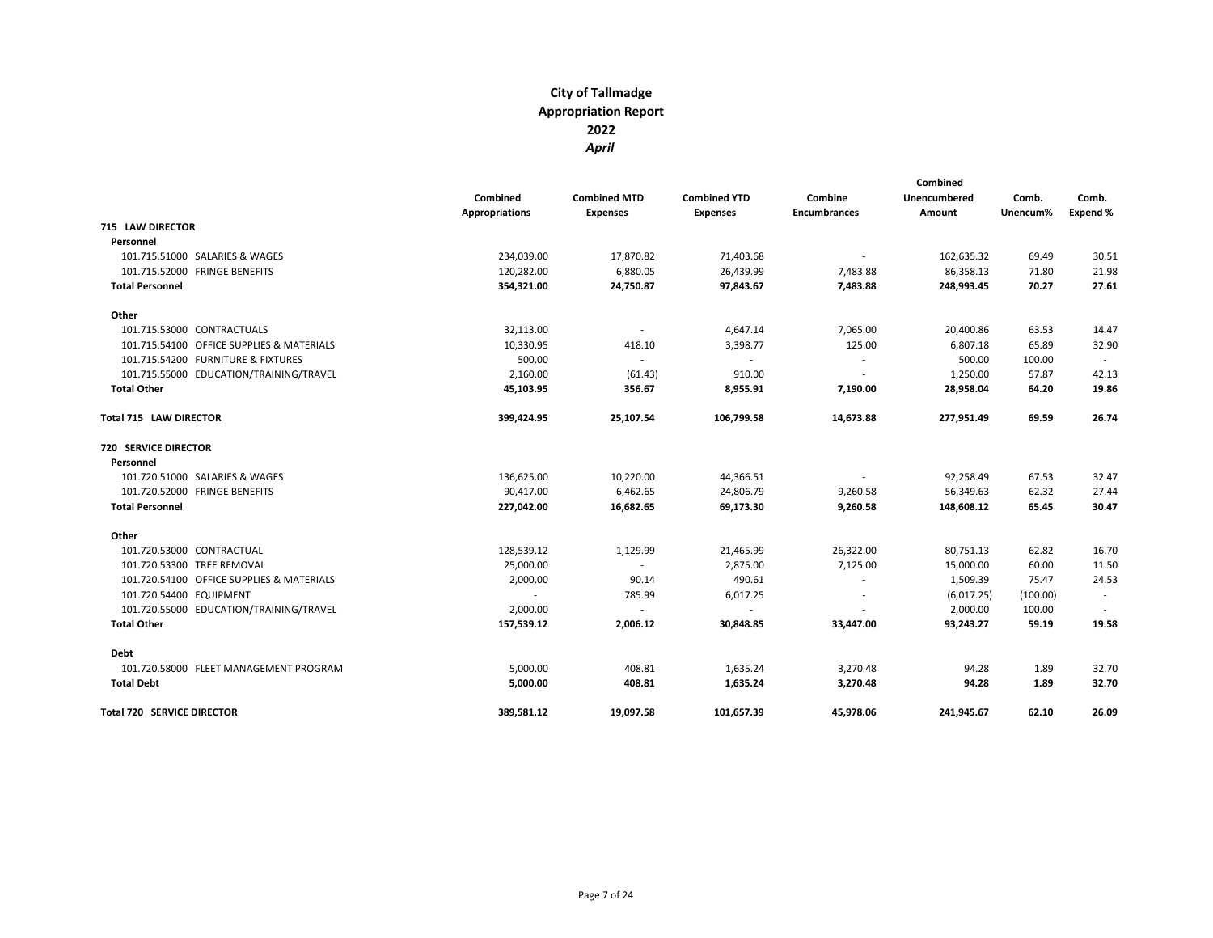# City of Tallmadge
## Appropriation Report
## 2022
### *April*

| | Combined Appropriations | Combined MTD Expenses | Combined YTD Expenses | Combine Encumbrances | Combined Unencumbered Amount | Comb. Unencum% | Comb. Expend % |
|---|---|---|---|---|---|---|---|
| **715 LAW DIRECTOR** | | | | | | | |
| **Personnel** | | | | | | | |
| 101.715.51000 SALARIES & WAGES | 234,039.00 | 17,870.82 | 71,403.68 | - | 162,635.32 | 69.49 | 30.51 |
| 101.715.52000 FRINGE BENEFITS | 120,282.00 | 6,880.05 | 26,439.99 | 7,483.88 | 86,358.13 | 71.80 | 21.98 |
| **Total Personnel** | **354,321.00** | **24,750.87** | **97,843.67** | **7,483.88** | **248,993.45** | **70.27** | **27.61** |
| **Other** | | | | | | | |
| 101.715.53000 CONTRACTUALS | 32,113.00 | - | 4,647.14 | 7,065.00 | 20,400.86 | 63.53 | 14.47 |
| 101.715.54100 OFFICE SUPPLIES & MATERIALS | 10,330.95 | 418.10 | 3,398.77 | 125.00 | 6,807.18 | 65.89 | 32.90 |
| 101.715.54200 FURNITURE & FIXTURES | 500.00 | - | - | - | 500.00 | 100.00 | - |
| 101.715.55000 EDUCATION/TRAINING/TRAVEL | 2,160.00 | (61.43) | 910.00 | - | 1,250.00 | 57.87 | 42.13 |
| **Total Other** | **45,103.95** | **356.67** | **8,955.91** | **7,190.00** | **28,958.04** | **64.20** | **19.86** |
| **Total 715 LAW DIRECTOR** | **399,424.95** | **25,107.54** | **106,799.58** | **14,673.88** | **277,951.49** | **69.59** | **26.74** |
| **720 SERVICE DIRECTOR** | | | | | | | |
| **Personnel** | | | | | | | |
| 101.720.51000 SALARIES & WAGES | 136,625.00 | 10,220.00 | 44,366.51 | - | 92,258.49 | 67.53 | 32.47 |
| 101.720.52000 FRINGE BENEFITS | 90,417.00 | 6,462.65 | 24,806.79 | 9,260.58 | 56,349.63 | 62.32 | 27.44 |
| **Total Personnel** | **227,042.00** | **16,682.65** | **69,173.30** | **9,260.58** | **148,608.12** | **65.45** | **30.47** |
| **Other** | | | | | | | |
| 101.720.53000 CONTRACTUAL | 128,539.12 | 1,129.99 | 21,465.99 | 26,322.00 | 80,751.13 | 62.82 | 16.70 |
| 101.720.53300 TREE REMOVAL | 25,000.00 | - | 2,875.00 | 7,125.00 | 15,000.00 | 60.00 | 11.50 |
| 101.720.54100 OFFICE SUPPLIES & MATERIALS | 2,000.00 | 90.14 | 490.61 | - | 1,509.39 | 75.47 | 24.53 |
| 101.720.54400 EQUIPMENT | - | 785.99 | 6,017.25 | - | (6,017.25) | (100.00) | - |
| 101.720.55000 EDUCATION/TRAINING/TRAVEL | 2,000.00 | - | - | - | 2,000.00 | 100.00 | - |
| **Total Other** | **157,539.12** | **2,006.12** | **30,848.85** | **33,447.00** | **93,243.27** | **59.19** | **19.58** |
| **Debt** | | | | | | | |
| 101.720.58000 FLEET MANAGEMENT PROGRAM | 5,000.00 | 408.81 | 1,635.24 | 3,270.48 | 94.28 | 1.89 | 32.70 |
| **Total Debt** | **5,000.00** | **408.81** | **1,635.24** | **3,270.48** | **94.28** | **1.89** | **32.70** |
| **Total 720 SERVICE DIRECTOR** | **389,581.12** | **19,097.58** | **101,657.39** | **45,978.06** | **241,945.67** | **62.10** | **26.09** |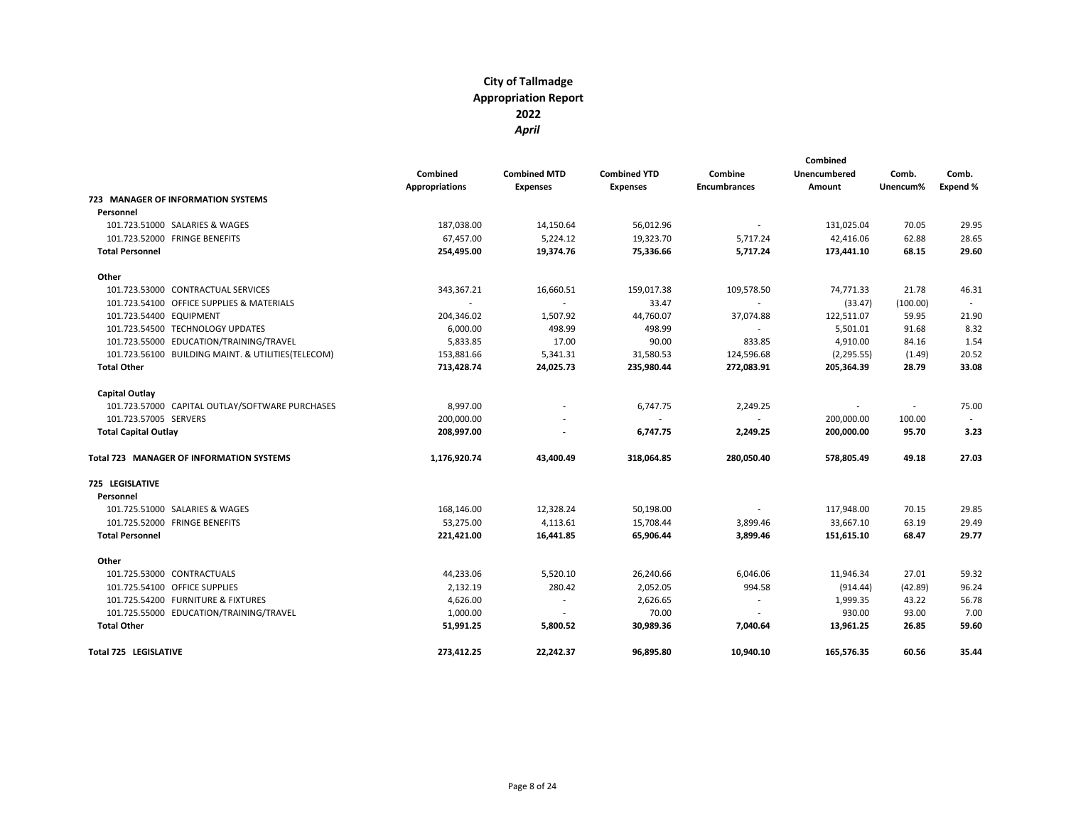# City of Tallmadge
## Appropriation Report
## 2022
### *April*

| | Combined Appropriations | Combined MTD Expenses | Combined YTD Expenses | Combine Encumbrances | Combined Unencumbered Amount | Comb. Unencum% | Comb. Expend % |
|---|---|---|---|---|---|---|---|
| **723 MANAGER OF INFORMATION SYSTEMS** | | | | | | | |
| **Personnel** | | | | | | | |
| 101.723.51000 SALARIES & WAGES | 187,038.00 | 14,150.64 | 56,012.96 | - | 131,025.04 | 70.05 | 29.95 |
| 101.723.52000 FRINGE BENEFITS | 67,457.00 | 5,224.12 | 19,323.70 | 5,717.24 | 42,416.06 | 62.88 | 28.65 |
| **Total Personnel** | **254,495.00** | **19,374.76** | **75,336.66** | **5,717.24** | **173,441.10** | **68.15** | **29.60** |
| **Other** | | | | | | | |
| 101.723.53000 CONTRACTUAL SERVICES | 343,367.21 | 16,660.51 | 159,017.38 | 109,578.50 | 74,771.33 | 21.78 | 46.31 |
| 101.723.54100 OFFICE SUPPLIES & MATERIALS | - | - | 33.47 | - | (33.47) | (100.00) | - |
| 101.723.54400 EQUIPMENT | 204,346.02 | 1,507.92 | 44,760.07 | 37,074.88 | 122,511.07 | 59.95 | 21.90 |
| 101.723.54500 TECHNOLOGY UPDATES | 6,000.00 | 498.99 | 498.99 | - | 5,501.01 | 91.68 | 8.32 |
| 101.723.55000 EDUCATION/TRAINING/TRAVEL | 5,833.85 | 17.00 | 90.00 | 833.85 | 4,910.00 | 84.16 | 1.54 |
| 101.723.56100 BUILDING MAINT. & UTILITIES(TELECOM) | 153,881.66 | 5,341.31 | 31,580.53 | 124,596.68 | (2,295.55) | (1.49) | 20.52 |
| **Total Other** | **713,428.74** | **24,025.73** | **235,980.44** | **272,083.91** | **205,364.39** | **28.79** | **33.08** |
| **Capital Outlay** | | | | | | | |
| 101.723.57000 CAPITAL OUTLAY/SOFTWARE PURCHASES | 8,997.00 | - | 6,747.75 | 2,249.25 | - | - | 75.00 |
| 101.723.57005 SERVERS | 200,000.00 | - | - | - | 200,000.00 | 100.00 | - |
| **Total Capital Outlay** | **208,997.00** | **-** | **6,747.75** | **2,249.25** | **200,000.00** | **95.70** | **3.23** |
| **Total 723 MANAGER OF INFORMATION SYSTEMS** | **1,176,920.74** | **43,400.49** | **318,064.85** | **280,050.40** | **578,805.49** | **49.18** | **27.03** |
| **725 LEGISLATIVE** | | | | | | | |
| **Personnel** | | | | | | | |
| 101.725.51000 SALARIES & WAGES | 168,146.00 | 12,328.24 | 50,198.00 | - | 117,948.00 | 70.15 | 29.85 |
| 101.725.52000 FRINGE BENEFITS | 53,275.00 | 4,113.61 | 15,708.44 | 3,899.46 | 33,667.10 | 63.19 | 29.49 |
| **Total Personnel** | **221,421.00** | **16,441.85** | **65,906.44** | **3,899.46** | **151,615.10** | **68.47** | **29.77** |
| **Other** | | | | | | | |
| 101.725.53000 CONTRACTUALS | 44,233.06 | 5,520.10 | 26,240.66 | 6,046.06 | 11,946.34 | 27.01 | 59.32 |
| 101.725.54100 OFFICE SUPPLIES | 2,132.19 | 280.42 | 2,052.05 | 994.58 | (914.44) | (42.89) | 96.24 |
| 101.725.54200 FURNITURE & FIXTURES | 4,626.00 | - | 2,626.65 | - | 1,999.35 | 43.22 | 56.78 |
| 101.725.55000 EDUCATION/TRAINING/TRAVEL | 1,000.00 | - | 70.00 | - | 930.00 | 93.00 | 7.00 |
| **Total Other** | **51,991.25** | **5,800.52** | **30,989.36** | **7,040.64** | **13,961.25** | **26.85** | **59.60** |
| **Total 725 LEGISLATIVE** | **273,412.25** | **22,242.37** | **96,895.80** | **10,940.10** | **165,576.35** | **60.56** | **35.44** |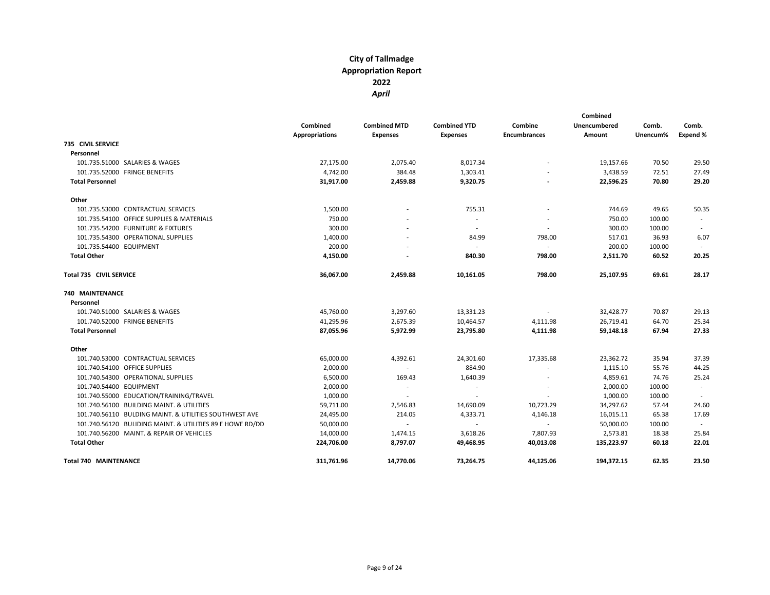# City of Tallmadge
## Appropriation Report
## 2022
## *April*

| | Combined Appropriations | Combined MTD Expenses | Combined YTD Expenses | Combine Encumbrances | Combined Unencumbered Amount | Comb. Unencum% | Comb. Expend % |
|---|---|---|---|---|---|---|---|
| **735 CIVIL SERVICE** | | | | | | | |
| **Personnel** | | | | | | | |
| 101.735.51000 SALARIES & WAGES | 27,175.00 | 2,075.40 | 8,017.34 | - | 19,157.66 | 70.50 | 29.50 |
| 101.735.52000 FRINGE BENEFITS | 4,742.00 | 384.48 | 1,303.41 | - | 3,438.59 | 72.51 | 27.49 |
| **Total Personnel** | **31,917.00** | **2,459.88** | **9,320.75** | **-** | **22,596.25** | **70.80** | **29.20** |
| **Other** | | | | | | | |
| 101.735.53000 CONTRACTUAL SERVICES | 1,500.00 | - | 755.31 | - | 744.69 | 49.65 | 50.35 |
| 101.735.54100 OFFICE SUPPLIES & MATERIALS | 750.00 | - | - | - | 750.00 | 100.00 | - |
| 101.735.54200 FURNITURE & FIXTURES | 300.00 | - | - | - | 300.00 | 100.00 | - |
| 101.735.54300 OPERATIONAL SUPPLIES | 1,400.00 | - | 84.99 | 798.00 | 517.01 | 36.93 | 6.07 |
| 101.735.54400 EQUIPMENT | 200.00 | - | - | - | 200.00 | 100.00 | - |
| **Total Other** | **4,150.00** | **-** | **840.30** | **798.00** | **2,511.70** | **60.52** | **20.25** |
| **Total 735 CIVIL SERVICE** | **36,067.00** | **2,459.88** | **10,161.05** | **798.00** | **25,107.95** | **69.61** | **28.17** |
| **740 MAINTENANCE** | | | | | | | |
| **Personnel** | | | | | | | |
| 101.740.51000 SALARIES & WAGES | 45,760.00 | 3,297.60 | 13,331.23 | - | 32,428.77 | 70.87 | 29.13 |
| 101.740.52000 FRINGE BENEFITS | 41,295.96 | 2,675.39 | 10,464.57 | 4,111.98 | 26,719.41 | 64.70 | 25.34 |
| **Total Personnel** | **87,055.96** | **5,972.99** | **23,795.80** | **4,111.98** | **59,148.18** | **67.94** | **27.33** |
| **Other** | | | | | | | |
| 101.740.53000 CONTRACTUAL SERVICES | 65,000.00 | 4,392.61 | 24,301.60 | 17,335.68 | 23,362.72 | 35.94 | 37.39 |
| 101.740.54100 OFFICE SUPPLIES | 2,000.00 | - | 884.90 | - | 1,115.10 | 55.76 | 44.25 |
| 101.740.54300 OPERATIONAL SUPPLIES | 6,500.00 | 169.43 | 1,640.39 | - | 4,859.61 | 74.76 | 25.24 |
| 101.740.54400 EQUIPMENT | 2,000.00 | - | - | - | 2,000.00 | 100.00 | - |
| 101.740.55000 EDUCATION/TRAINING/TRAVEL | 1,000.00 | - | - | - | 1,000.00 | 100.00 | - |
| 101.740.56100 BUILDING MAINT. & UTILITIES | 59,711.00 | 2,546.83 | 14,690.09 | 10,723.29 | 34,297.62 | 57.44 | 24.60 |
| 101.740.56110 BULDING MAINT. & UTILITIES SOUTHWEST AVE | 24,495.00 | 214.05 | 4,333.71 | 4,146.18 | 16,015.11 | 65.38 | 17.69 |
| 101.740.56120 BULIDING MAINT. & UTILITIES 89 E HOWE RD/DD | 50,000.00 | - | - | - | 50,000.00 | 100.00 | - |
| 101.740.56200 MAINT. & REPAIR OF VEHICLES | 14,000.00 | 1,474.15 | 3,618.26 | 7,807.93 | 2,573.81 | 18.38 | 25.84 |
| **Total Other** | **224,706.00** | **8,797.07** | **49,468.95** | **40,013.08** | **135,223.97** | **60.18** | **22.01** |
| **Total 740 MAINTENANCE** | **311,761.96** | **14,770.06** | **73,264.75** | **44,125.06** | **194,372.15** | **62.35** | **23.50** |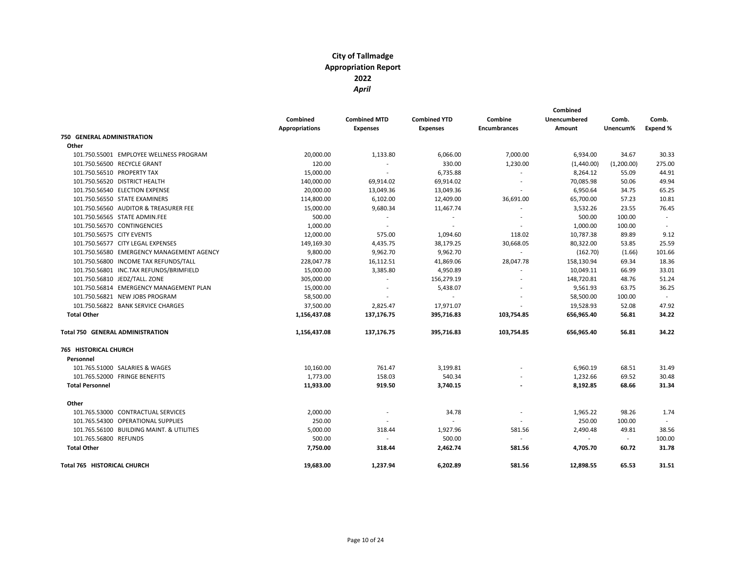# City of Tallmadge
# Appropriation Report
# 2022
# *April*

| | Combined Appropriations | Combined MTD Expenses | Combined YTD Expenses | Combine Encumbrances | Combined Unencumbered Amount | Comb. Unencum% | Comb. Expend % |
|---|---|---|---|---|---|---|---|
| **750 GENERAL ADMINISTRATION** | | | | | | | |
| **Other** | | | | | | | |
| 101.750.55001 EMPLOYEE WELLNESS PROGRAM | 20,000.00 | 1,133.80 | 6,066.00 | 7,000.00 | 6,934.00 | 34.67 | 30.33 |
| 101.750.56500 RECYCLE GRANT | 120.00 | - | 330.00 | 1,230.00 | (1,440.00) | (1,200.00) | 275.00 |
| 101.750.56510 PROPERTY TAX | 15,000.00 | - | 6,735.88 | - | 8,264.12 | 55.09 | 44.91 |
| 101.750.56520 DISTRICT HEALTH | 140,000.00 | 69,914.02 | 69,914.02 | - | 70,085.98 | 50.06 | 49.94 |
| 101.750.56540 ELECTION EXPENSE | 20,000.00 | 13,049.36 | 13,049.36 | - | 6,950.64 | 34.75 | 65.25 |
| 101.750.56550 STATE EXAMINERS | 114,800.00 | 6,102.00 | 12,409.00 | 36,691.00 | 65,700.00 | 57.23 | 10.81 |
| 101.750.56560 AUDITOR & TREASURER FEE | 15,000.00 | 9,680.34 | 11,467.74 | - | 3,532.26 | 23.55 | 76.45 |
| 101.750.56565 STATE ADMIN.FEE | 500.00 | - | - | - | 500.00 | 100.00 | - |
| 101.750.56570 CONTINGENCIES | 1,000.00 | - | - | - | 1,000.00 | 100.00 | - |
| 101.750.56575 CITY EVENTS | 12,000.00 | 575.00 | 1,094.60 | 118.02 | 10,787.38 | 89.89 | 9.12 |
| 101.750.56577 CITY LEGAL EXPENSES | 149,169.30 | 4,435.75 | 38,179.25 | 30,668.05 | 80,322.00 | 53.85 | 25.59 |
| 101.750.56580 EMERGENCY MANAGEMENT AGENCY | 9,800.00 | 9,962.70 | 9,962.70 | - | (162.70) | (1.66) | 101.66 |
| 101.750.56800 INCOME TAX REFUNDS/TALL | 228,047.78 | 16,112.51 | 41,869.06 | 28,047.78 | 158,130.94 | 69.34 | 18.36 |
| 101.750.56801 INC.TAX REFUNDS/BRIMFIELD | 15,000.00 | 3,385.80 | 4,950.89 | - | 10,049.11 | 66.99 | 33.01 |
| 101.750.56810 JEDZ/TALL. ZONE | 305,000.00 | - | 156,279.19 | - | 148,720.81 | 48.76 | 51.24 |
| 101.750.56814 EMERGENCY MANAGEMENT PLAN | 15,000.00 | - | 5,438.07 | - | 9,561.93 | 63.75 | 36.25 |
| 101.750.56821 NEW JOBS PROGRAM | 58,500.00 | - | - | - | 58,500.00 | 100.00 | - |
| 101.750.56822 BANK SERVICE CHARGES | 37,500.00 | 2,825.47 | 17,971.07 | - | 19,528.93 | 52.08 | 47.92 |
| **Total Other** | **1,156,437.08** | **137,176.75** | **395,716.83** | **103,754.85** | **656,965.40** | **56.81** | **34.22** |
| **Total 750 GENERAL ADMINISTRATION** | **1,156,437.08** | **137,176.75** | **395,716.83** | **103,754.85** | **656,965.40** | **56.81** | **34.22** |
| **765 HISTORICAL CHURCH** | | | | | | | |
| **Personnel** | | | | | | | |
| 101.765.51000 SALARIES & WAGES | 10,160.00 | 761.47 | 3,199.81 | - | 6,960.19 | 68.51 | 31.49 |
| 101.765.52000 FRINGE BENEFITS | 1,773.00 | 158.03 | 540.34 | - | 1,232.66 | 69.52 | 30.48 |
| **Total Personnel** | **11,933.00** | **919.50** | **3,740.15** | **-** | **8,192.85** | **68.66** | **31.34** |
| **Other** | | | | | | | |
| 101.765.53000 CONTRACTUAL SERVICES | 2,000.00 | - | 34.78 | - | 1,965.22 | 98.26 | 1.74 |
| 101.765.54300 OPERATIONAL SUPPLIES | 250.00 | - | - | - | 250.00 | 100.00 | - |
| 101.765.56100 BUILDING MAINT. & UTILITIES | 5,000.00 | 318.44 | 1,927.96 | 581.56 | 2,490.48 | 49.81 | 38.56 |
| 101.765.56800 REFUNDS | 500.00 | - | 500.00 | - | - | - | 100.00 |
| **Total Other** | **7,750.00** | **318.44** | **2,462.74** | **581.56** | **4,705.70** | **60.72** | **31.78** |
| **Total 765 HISTORICAL CHURCH** | **19,683.00** | **1,237.94** | **6,202.89** | **581.56** | **12,898.55** | **65.53** | **31.51** |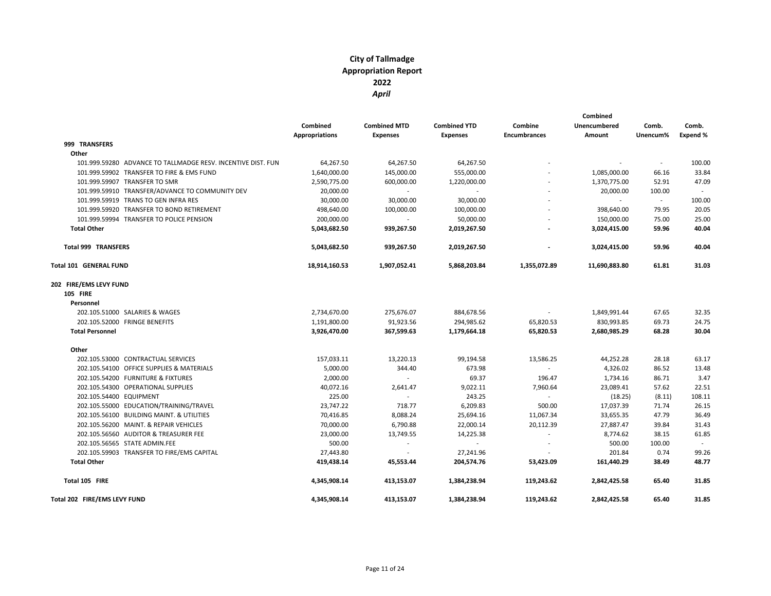# City of Tallmadge
## Appropriation Report
## 2022
### *April*

| | Combined Appropriations | Combined MTD Expenses | Combined YTD Expenses | Combine Encumbrances | Combined Unencumbered Amount | Comb. Unencum% | Comb. Expend % |
|---|---|---|---|---|---|---|---|
| **999 TRANSFERS** | | | | | | | |
| **Other** | | | | | | | |
| 101.999.59280 ADVANCE TO TALLMADGE RESV. INCENTIVE DIST. FUN | 64,267.50 | 64,267.50 | 64,267.50 | - | - | - | 100.00 |
| 101.999.59902 TRANSFER TO FIRE & EMS FUND | 1,640,000.00 | 145,000.00 | 555,000.00 | - | 1,085,000.00 | 66.16 | 33.84 |
| 101.999.59907 TRANSFER TO SMR | 2,590,775.00 | 600,000.00 | 1,220,000.00 | - | 1,370,775.00 | 52.91 | 47.09 |
| 101.999.59910 TRANSFER/ADVANCE TO COMMUNITY DEV | 20,000.00 | - | - | - | 20,000.00 | 100.00 | - |
| 101.999.59919 TRANS TO GEN INFRA RES | 30,000.00 | 30,000.00 | 30,000.00 | - | - | - | 100.00 |
| 101.999.59920 TRANSFER TO BOND RETIREMENT | 498,640.00 | 100,000.00 | 100,000.00 | - | 398,640.00 | 79.95 | 20.05 |
| 101.999.59994 TRANSFER TO POLICE PENSION | 200,000.00 | - | 50,000.00 | - | 150,000.00 | 75.00 | 25.00 |
| **Total Other** | **5,043,682.50** | **939,267.50** | **2,019,267.50** | **-** | **3,024,415.00** | **59.96** | **40.04** |
| **Total 999 TRANSFERS** | **5,043,682.50** | **939,267.50** | **2,019,267.50** | **-** | **3,024,415.00** | **59.96** | **40.04** |
| **Total 101 GENERAL FUND** | **18,914,160.53** | **1,907,052.41** | **5,868,203.84** | **1,355,072.89** | **11,690,883.80** | **61.81** | **31.03** |
| **202 FIRE/EMS LEVY FUND** | | | | | | | |
| **105 FIRE** | | | | | | | |
| **Personnel** | | | | | | | |
| 202.105.51000 SALARIES & WAGES | 2,734,670.00 | 275,676.07 | 884,678.56 | - | 1,849,991.44 | 67.65 | 32.35 |
| 202.105.52000 FRINGE BENEFITS | 1,191,800.00 | 91,923.56 | 294,985.62 | 65,820.53 | 830,993.85 | 69.73 | 24.75 |
| **Total Personnel** | **3,926,470.00** | **367,599.63** | **1,179,664.18** | **65,820.53** | **2,680,985.29** | **68.28** | **30.04** |
| **Other** | | | | | | | |
| 202.105.53000 CONTRACTUAL SERVICES | 157,033.11 | 13,220.13 | 99,194.58 | 13,586.25 | 44,252.28 | 28.18 | 63.17 |
| 202.105.54100 OFFICE SUPPLIES & MATERIALS | 5,000.00 | 344.40 | 673.98 | - | 4,326.02 | 86.52 | 13.48 |
| 202.105.54200 FURNITURE & FIXTURES | 2,000.00 | - | 69.37 | 196.47 | 1,734.16 | 86.71 | 3.47 |
| 202.105.54300 OPERATIONAL SUPPLIES | 40,072.16 | 2,641.47 | 9,022.11 | 7,960.64 | 23,089.41 | 57.62 | 22.51 |
| 202.105.54400 EQUIPMENT | 225.00 | - | 243.25 | - | (18.25) | (8.11) | 108.11 |
| 202.105.55000 EDUCATION/TRAINING/TRAVEL | 23,747.22 | 718.77 | 6,209.83 | 500.00 | 17,037.39 | 71.74 | 26.15 |
| 202.105.56100 BUILDING MAINT. & UTILITIES | 70,416.85 | 8,088.24 | 25,694.16 | 11,067.34 | 33,655.35 | 47.79 | 36.49 |
| 202.105.56200 MAINT. & REPAIR VEHICLES | 70,000.00 | 6,790.88 | 22,000.14 | 20,112.39 | 27,887.47 | 39.84 | 31.43 |
| 202.105.56560 AUDITOR & TREASURER FEE | 23,000.00 | 13,749.55 | 14,225.38 | - | 8,774.62 | 38.15 | 61.85 |
| 202.105.56565 STATE ADMIN.FEE | 500.00 | - | - | - | 500.00 | 100.00 | - |
| 202.105.59903 TRANSFER TO FIRE/EMS CAPITAL | 27,443.80 | - | 27,241.96 | - | 201.84 | 0.74 | 99.26 |
| **Total Other** | **419,438.14** | **45,553.44** | **204,574.76** | **53,423.09** | **161,440.29** | **38.49** | **48.77** |
| **Total 105 FIRE** | **4,345,908.14** | **413,153.07** | **1,384,238.94** | **119,243.62** | **2,842,425.58** | **65.40** | **31.85** |
| **Total 202 FIRE/EMS LEVY FUND** | **4,345,908.14** | **413,153.07** | **1,384,238.94** | **119,243.62** | **2,842,425.58** | **65.40** | **31.85** |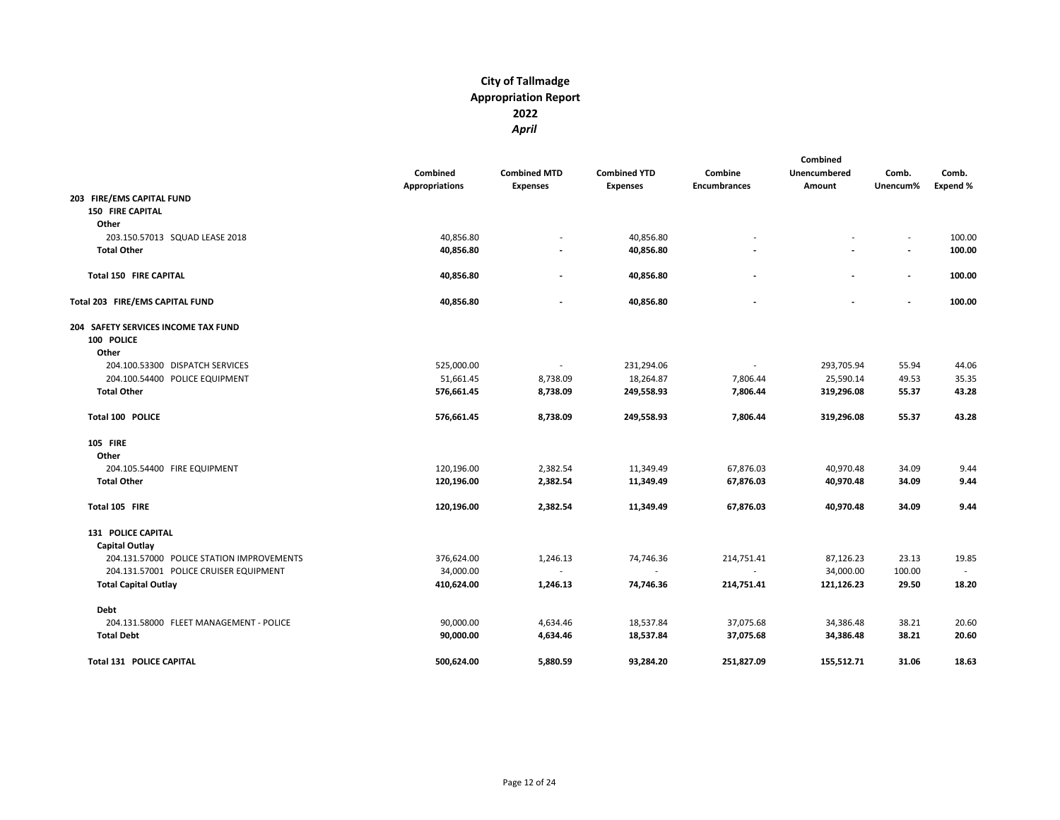# City of Tallmadge
# Appropriation Report
# 2022
## *April*

| | Combined Appropriations | Combined MTD Expenses | Combined YTD Expenses | Combine Encumbrances | Combined Unencumbered Amount | Comb. Unencum% | Comb. Expend % |
|---|---|---|---|---|---|---|---|
| **203 FIRE/EMS CAPITAL FUND** | | | | | | | |
| **150 FIRE CAPITAL** | | | | | | | |
| **Other** | | | | | | | |
| 203.150.57013 SQUAD LEASE 2018 | 40,856.80 | - | 40,856.80 | - | - | - | 100.00 |
| **Total Other** | **40,856.80** | **-** | **40,856.80** | **-** | **-** | **-** | **100.00** |
| **Total 150 FIRE CAPITAL** | **40,856.80** | **-** | **40,856.80** | **-** | **-** | **-** | **100.00** |
| **Total 203 FIRE/EMS CAPITAL FUND** | **40,856.80** | **-** | **40,856.80** | **-** | **-** | **-** | **100.00** |
| **204 SAFETY SERVICES INCOME TAX FUND** | | | | | | | |
| **100 POLICE** | | | | | | | |
| **Other** | | | | | | | |
| 204.100.53300 DISPATCH SERVICES | 525,000.00 | - | 231,294.06 | - | 293,705.94 | 55.94 | 44.06 |
| 204.100.54400 POLICE EQUIPMENT | 51,661.45 | 8,738.09 | 18,264.87 | 7,806.44 | 25,590.14 | 49.53 | 35.35 |
| **Total Other** | **576,661.45** | **8,738.09** | **249,558.93** | **7,806.44** | **319,296.08** | **55.37** | **43.28** |
| **Total 100 POLICE** | **576,661.45** | **8,738.09** | **249,558.93** | **7,806.44** | **319,296.08** | **55.37** | **43.28** |
| **105 FIRE** | | | | | | | |
| **Other** | | | | | | | |
| 204.105.54400 FIRE EQUIPMENT | 120,196.00 | 2,382.54 | 11,349.49 | 67,876.03 | 40,970.48 | 34.09 | 9.44 |
| **Total Other** | **120,196.00** | **2,382.54** | **11,349.49** | **67,876.03** | **40,970.48** | **34.09** | **9.44** |
| **Total 105 FIRE** | **120,196.00** | **2,382.54** | **11,349.49** | **67,876.03** | **40,970.48** | **34.09** | **9.44** |
| **131 POLICE CAPITAL** | | | | | | | |
| **Capital Outlay** | | | | | | | |
| 204.131.57000 POLICE STATION IMPROVEMENTS | 376,624.00 | 1,246.13 | 74,746.36 | 214,751.41 | 87,126.23 | 23.13 | 19.85 |
| 204.131.57001 POLICE CRUISER EQUIPMENT | 34,000.00 | - | - | - | 34,000.00 | 100.00 | - |
| **Total Capital Outlay** | **410,624.00** | **1,246.13** | **74,746.36** | **214,751.41** | **121,126.23** | **29.50** | **18.20** |
| **Debt** | | | | | | | |
| 204.131.58000 FLEET MANAGEMENT - POLICE | 90,000.00 | 4,634.46 | 18,537.84 | 37,075.68 | 34,386.48 | 38.21 | 20.60 |
| **Total Debt** | **90,000.00** | **4,634.46** | **18,537.84** | **37,075.68** | **34,386.48** | **38.21** | **20.60** |
| **Total 131 POLICE CAPITAL** | **500,624.00** | **5,880.59** | **93,284.20** | **251,827.09** | **155,512.71** | **31.06** | **18.63** |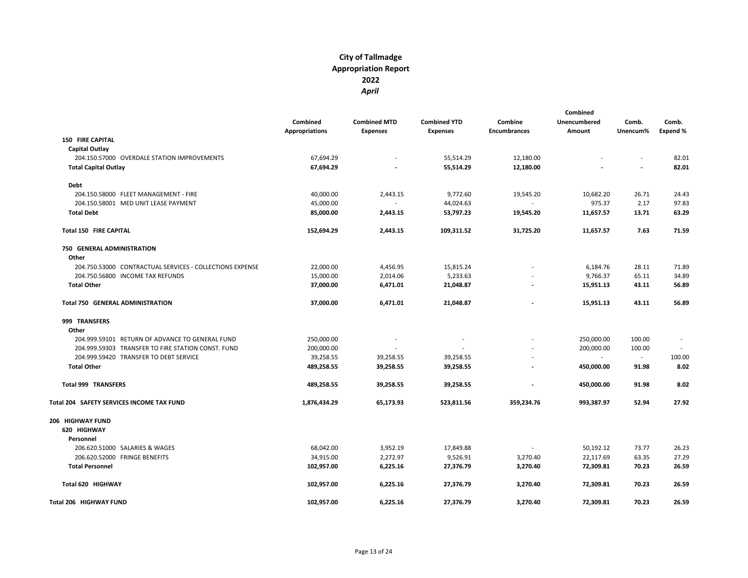# City of Tallmadge
## Appropriation Report
## 2022
### *April*

| | Combined Appropriations | Combined MTD Expenses | Combined YTD Expenses | Combine Encumbrances | Combined Unencumbered Amount | Comb. Unencum% | Comb. Expend % |
|---|---|---|---|---|---|---|---|
| **150 FIRE CAPITAL** | | | | | | | |
| **Capital Outlay** | | | | | | | |
| 204.150.57000 OVERDALE STATION IMPROVEMENTS | 67,694.29 | - | 55,514.29 | 12,180.00 | - | - | 82.01 |
| **Total Capital Outlay** | **67,694.29** | **-** | **55,514.29** | **12,180.00** | **-** | **-** | **82.01** |
| **Debt** | | | | | | | |
| 204.150.58000 FLEET MANAGEMENT - FIRE | 40,000.00 | 2,443.15 | 9,772.60 | 19,545.20 | 10,682.20 | 26.71 | 24.43 |
| 204.150.58001 MED UNIT LEASE PAYMENT | 45,000.00 | - | 44,024.63 | - | 975.37 | 2.17 | 97.83 |
| **Total Debt** | **85,000.00** | **2,443.15** | **53,797.23** | **19,545.20** | **11,657.57** | **13.71** | **63.29** |
| **Total 150 FIRE CAPITAL** | **152,694.29** | **2,443.15** | **109,311.52** | **31,725.20** | **11,657.57** | **7.63** | **71.59** |
| **750 GENERAL ADMINISTRATION** | | | | | | | |
| **Other** | | | | | | | |
| 204.750.53000 CONTRACTUAL SERVICES - COLLECTIONS EXPENSE | 22,000.00 | 4,456.95 | 15,815.24 | - | 6,184.76 | 28.11 | 71.89 |
| 204.750.56800 INCOME TAX REFUNDS | 15,000.00 | 2,014.06 | 5,233.63 | - | 9,766.37 | 65.11 | 34.89 |
| **Total Other** | **37,000.00** | **6,471.01** | **21,048.87** | **-** | **15,951.13** | **43.11** | **56.89** |
| **Total 750 GENERAL ADMINISTRATION** | **37,000.00** | **6,471.01** | **21,048.87** | **-** | **15,951.13** | **43.11** | **56.89** |
| **999 TRANSFERS** | | | | | | | |
| **Other** | | | | | | | |
| 204.999.59101 RETURN OF ADVANCE TO GENERAL FUND | 250,000.00 | - | - | - | 250,000.00 | 100.00 | - |
| 204.999.59303 TRANSFER TO FIRE STATION CONST. FUND | 200,000.00 | - | - | - | 200,000.00 | 100.00 | - |
| 204.999.59420 TRANSFER TO DEBT SERVICE | 39,258.55 | 39,258.55 | 39,258.55 | - | - | - | 100.00 |
| **Total Other** | **489,258.55** | **39,258.55** | **39,258.55** | **-** | **450,000.00** | **91.98** | **8.02** |
| **Total 999 TRANSFERS** | **489,258.55** | **39,258.55** | **39,258.55** | **-** | **450,000.00** | **91.98** | **8.02** |
| **Total 204 SAFETY SERVICES INCOME TAX FUND** | **1,876,434.29** | **65,173.93** | **523,811.56** | **359,234.76** | **993,387.97** | **52.94** | **27.92** |
| **206 HIGHWAY FUND** | | | | | | | |
| **620 HIGHWAY** | | | | | | | |
| **Personnel** | | | | | | | |
| 206.620.51000 SALARIES & WAGES | 68,042.00 | 3,952.19 | 17,849.88 | - | 50,192.12 | 73.77 | 26.23 |
| 206.620.52000 FRINGE BENEFITS | 34,915.00 | 2,272.97 | 9,526.91 | 3,270.40 | 22,117.69 | 63.35 | 27.29 |
| **Total Personnel** | **102,957.00** | **6,225.16** | **27,376.79** | **3,270.40** | **72,309.81** | **70.23** | **26.59** |
| **Total 620 HIGHWAY** | **102,957.00** | **6,225.16** | **27,376.79** | **3,270.40** | **72,309.81** | **70.23** | **26.59** |
| **Total 206 HIGHWAY FUND** | **102,957.00** | **6,225.16** | **27,376.79** | **3,270.40** | **72,309.81** | **70.23** | **26.59** |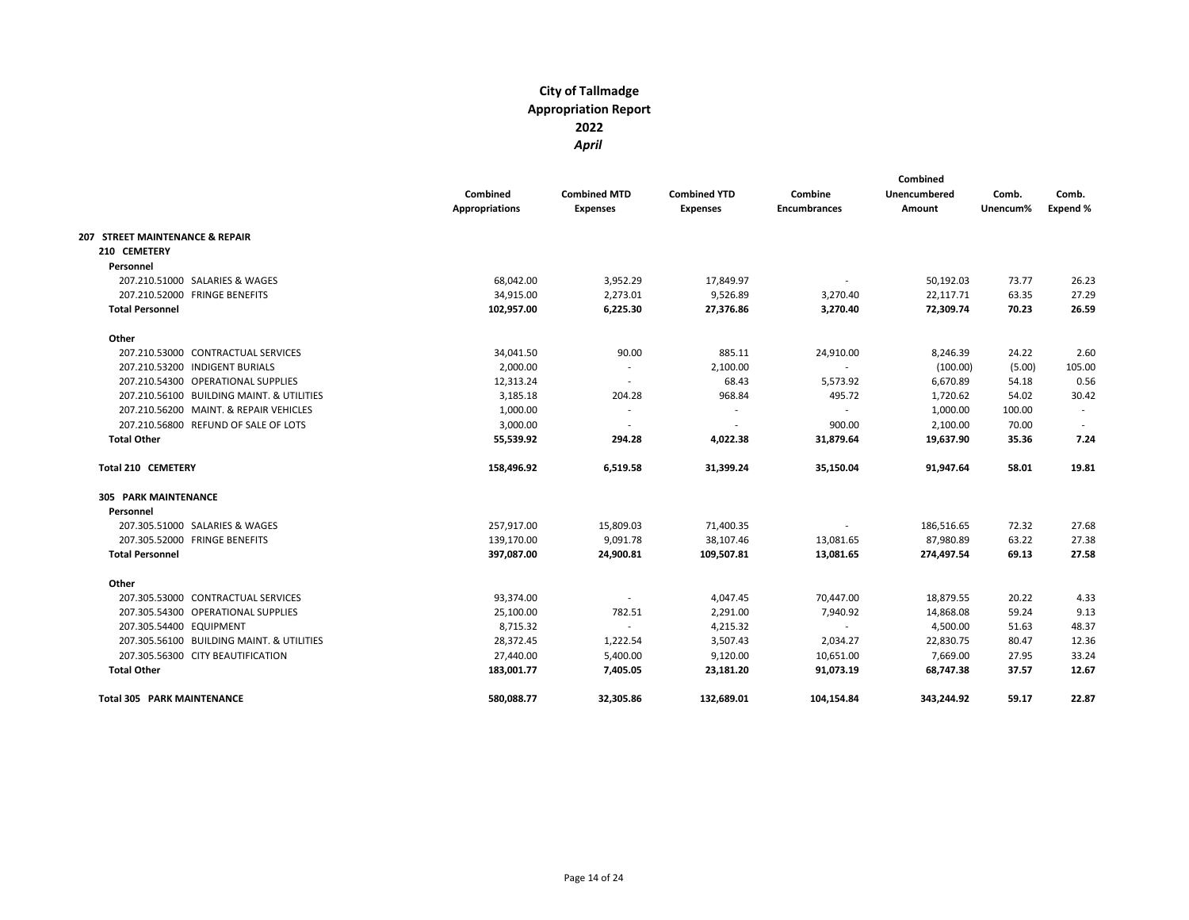# City of Tallmadge
## Appropriation Report
## 2022
### *April*

| | Combined Appropriations | Combined MTD Expenses | Combined YTD Expenses | Combine Encumbrances | Combined Unencumbered Amount | Comb. Unencum% | Comb. Expend % |
|---|---|---|---|---|---|---|---|
| **207 STREET MAINTENANCE & REPAIR** | | | | | | | |
| **210 CEMETERY** | | | | | | | |
| **Personnel** | | | | | | | |
| 207.210.51000 SALARIES & WAGES | 68,042.00 | 3,952.29 | 17,849.97 | - | 50,192.03 | 73.77 | 26.23 |
| 207.210.52000 FRINGE BENEFITS | 34,915.00 | 2,273.01 | 9,526.89 | 3,270.40 | 22,117.71 | 63.35 | 27.29 |
| **Total Personnel** | **102,957.00** | **6,225.30** | **27,376.86** | **3,270.40** | **72,309.74** | **70.23** | **26.59** |
| **Other** | | | | | | | |
| 207.210.53000 CONTRACTUAL SERVICES | 34,041.50 | 90.00 | 885.11 | 24,910.00 | 8,246.39 | 24.22 | 2.60 |
| 207.210.53200 INDIGENT BURIALS | 2,000.00 | - | 2,100.00 | - | (100.00) | (5.00) | 105.00 |
| 207.210.54300 OPERATIONAL SUPPLIES | 12,313.24 | - | 68.43 | 5,573.92 | 6,670.89 | 54.18 | 0.56 |
| 207.210.56100 BUILDING MAINT. & UTILITIES | 3,185.18 | 204.28 | 968.84 | 495.72 | 1,720.62 | 54.02 | 30.42 |
| 207.210.56200 MAINT. & REPAIR VEHICLES | 1,000.00 | - | - | - | 1,000.00 | 100.00 | - |
| 207.210.56800 REFUND OF SALE OF LOTS | 3,000.00 | - | - | 900.00 | 2,100.00 | 70.00 | - |
| **Total Other** | **55,539.92** | **294.28** | **4,022.38** | **31,879.64** | **19,637.90** | **35.36** | **7.24** |
| **Total 210 CEMETERY** | **158,496.92** | **6,519.58** | **31,399.24** | **35,150.04** | **91,947.64** | **58.01** | **19.81** |
| **305 PARK MAINTENANCE** | | | | | | | |
| **Personnel** | | | | | | | |
| 207.305.51000 SALARIES & WAGES | 257,917.00 | 15,809.03 | 71,400.35 | - | 186,516.65 | 72.32 | 27.68 |
| 207.305.52000 FRINGE BENEFITS | 139,170.00 | 9,091.78 | 38,107.46 | 13,081.65 | 87,980.89 | 63.22 | 27.38 |
| **Total Personnel** | **397,087.00** | **24,900.81** | **109,507.81** | **13,081.65** | **274,497.54** | **69.13** | **27.58** |
| **Other** | | | | | | | |
| 207.305.53000 CONTRACTUAL SERVICES | 93,374.00 | - | 4,047.45 | 70,447.00 | 18,879.55 | 20.22 | 4.33 |
| 207.305.54300 OPERATIONAL SUPPLIES | 25,100.00 | 782.51 | 2,291.00 | 7,940.92 | 14,868.08 | 59.24 | 9.13 |
| 207.305.54400 EQUIPMENT | 8,715.32 | - | 4,215.32 | - | 4,500.00 | 51.63 | 48.37 |
| 207.305.56100 BUILDING MAINT. & UTILITIES | 28,372.45 | 1,222.54 | 3,507.43 | 2,034.27 | 22,830.75 | 80.47 | 12.36 |
| 207.305.56300 CITY BEAUTIFICATION | 27,440.00 | 5,400.00 | 9,120.00 | 10,651.00 | 7,669.00 | 27.95 | 33.24 |
| **Total Other** | **183,001.77** | **7,405.05** | **23,181.20** | **91,073.19** | **68,747.38** | **37.57** | **12.67** |
| **Total 305 PARK MAINTENANCE** | **580,088.77** | **32,305.86** | **132,689.01** | **104,154.84** | **343,244.92** | **59.17** | **22.87** |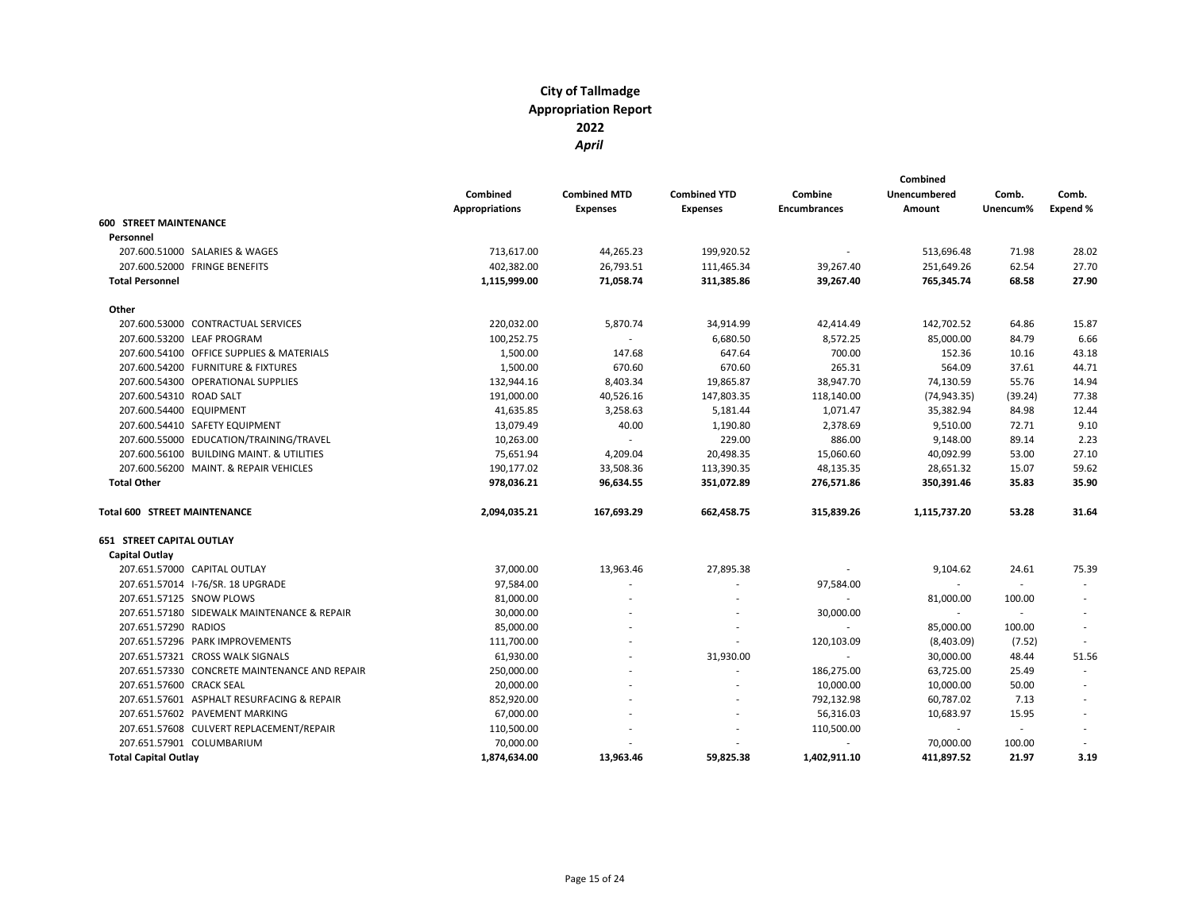# City of Tallmadge
## Appropriation Report
## 2022
## *April*

| | Combined Appropriations | Combined MTD Expenses | Combined YTD Expenses | Combine Encumbrances | Combined Unencumbered Amount | Comb. Unencum% | Comb. Expend % |
|---|---|---|---|---|---|---|---|
| **600 STREET MAINTENANCE** | | | | | | | |
| **Personnel** | | | | | | | |
| 207.600.51000 SALARIES & WAGES | 713,617.00 | 44,265.23 | 199,920.52 | - | 513,696.48 | 71.98 | 28.02 |
| 207.600.52000 FRINGE BENEFITS | 402,382.00 | 26,793.51 | 111,465.34 | 39,267.40 | 251,649.26 | 62.54 | 27.70 |
| **Total Personnel** | **1,115,999.00** | **71,058.74** | **311,385.86** | **39,267.40** | **765,345.74** | **68.58** | **27.90** |
| **Other** | | | | | | | |
| 207.600.53000 CONTRACTUAL SERVICES | 220,032.00 | 5,870.74 | 34,914.99 | 42,414.49 | 142,702.52 | 64.86 | 15.87 |
| 207.600.53200 LEAF PROGRAM | 100,252.75 | - | 6,680.50 | 8,572.25 | 85,000.00 | 84.79 | 6.66 |
| 207.600.54100 OFFICE SUPPLIES & MATERIALS | 1,500.00 | 147.68 | 647.64 | 700.00 | 152.36 | 10.16 | 43.18 |
| 207.600.54200 FURNITURE & FIXTURES | 1,500.00 | 670.60 | 670.60 | 265.31 | 564.09 | 37.61 | 44.71 |
| 207.600.54300 OPERATIONAL SUPPLIES | 132,944.16 | 8,403.34 | 19,865.87 | 38,947.70 | 74,130.59 | 55.76 | 14.94 |
| 207.600.54310 ROAD SALT | 191,000.00 | 40,526.16 | 147,803.35 | 118,140.00 | (74,943.35) | (39.24) | 77.38 |
| 207.600.54400 EQUIPMENT | 41,635.85 | 3,258.63 | 5,181.44 | 1,071.47 | 35,382.94 | 84.98 | 12.44 |
| 207.600.54410 SAFETY EQUIPMENT | 13,079.49 | 40.00 | 1,190.80 | 2,378.69 | 9,510.00 | 72.71 | 9.10 |
| 207.600.55000 EDUCATION/TRAINING/TRAVEL | 10,263.00 | - | 229.00 | 886.00 | 9,148.00 | 89.14 | 2.23 |
| 207.600.56100 BUILDING MAINT. & UTILITIES | 75,651.94 | 4,209.04 | 20,498.35 | 15,060.60 | 40,092.99 | 53.00 | 27.10 |
| 207.600.56200 MAINT. & REPAIR VEHICLES | 190,177.02 | 33,508.36 | 113,390.35 | 48,135.35 | 28,651.32 | 15.07 | 59.62 |
| **Total Other** | **978,036.21** | **96,634.55** | **351,072.89** | **276,571.86** | **350,391.46** | **35.83** | **35.90** |
| **Total 600 STREET MAINTENANCE** | **2,094,035.21** | **167,693.29** | **662,458.75** | **315,839.26** | **1,115,737.20** | **53.28** | **31.64** |
| **651 STREET CAPITAL OUTLAY** | | | | | | | |
| **Capital Outlay** | | | | | | | |
| 207.651.57000 CAPITAL OUTLAY | 37,000.00 | 13,963.46 | 27,895.38 | - | 9,104.62 | 24.61 | 75.39 |
| 207.651.57014 I-76/SR. 18 UPGRADE | 97,584.00 | - | - | 97,584.00 | - | - | - |
| 207.651.57125 SNOW PLOWS | 81,000.00 | - | - | - | 81,000.00 | 100.00 | - |
| 207.651.57180 SIDEWALK MAINTENANCE & REPAIR | 30,000.00 | - | - | 30,000.00 | - | - | - |
| 207.651.57290 RADIOS | 85,000.00 | - | - | - | 85,000.00 | 100.00 | - |
| 207.651.57296 PARK IMPROVEMENTS | 111,700.00 | - | - | 120,103.09 | (8,403.09) | (7.52) | - |
| 207.651.57321 CROSS WALK SIGNALS | 61,930.00 | - | 31,930.00 | - | 30,000.00 | 48.44 | 51.56 |
| 207.651.57330 CONCRETE MAINTENANCE AND REPAIR | 250,000.00 | - | - | 186,275.00 | 63,725.00 | 25.49 | - |
| 207.651.57600 CRACK SEAL | 20,000.00 | - | - | 10,000.00 | 10,000.00 | 50.00 | - |
| 207.651.57601 ASPHALT RESURFACING & REPAIR | 852,920.00 | - | - | 792,132.98 | 60,787.02 | 7.13 | - |
| 207.651.57602 PAVEMENT MARKING | 67,000.00 | - | - | 56,316.03 | 10,683.97 | 15.95 | - |
| 207.651.57608 CULVERT REPLACEMENT/REPAIR | 110,500.00 | - | - | 110,500.00 | - | - | - |
| 207.651.57901 COLUMBARIUM | 70,000.00 | - | - | - | 70,000.00 | 100.00 | - |
| **Total Capital Outlay** | **1,874,634.00** | **13,963.46** | **59,825.38** | **1,402,911.10** | **411,897.52** | **21.97** | **3.19** |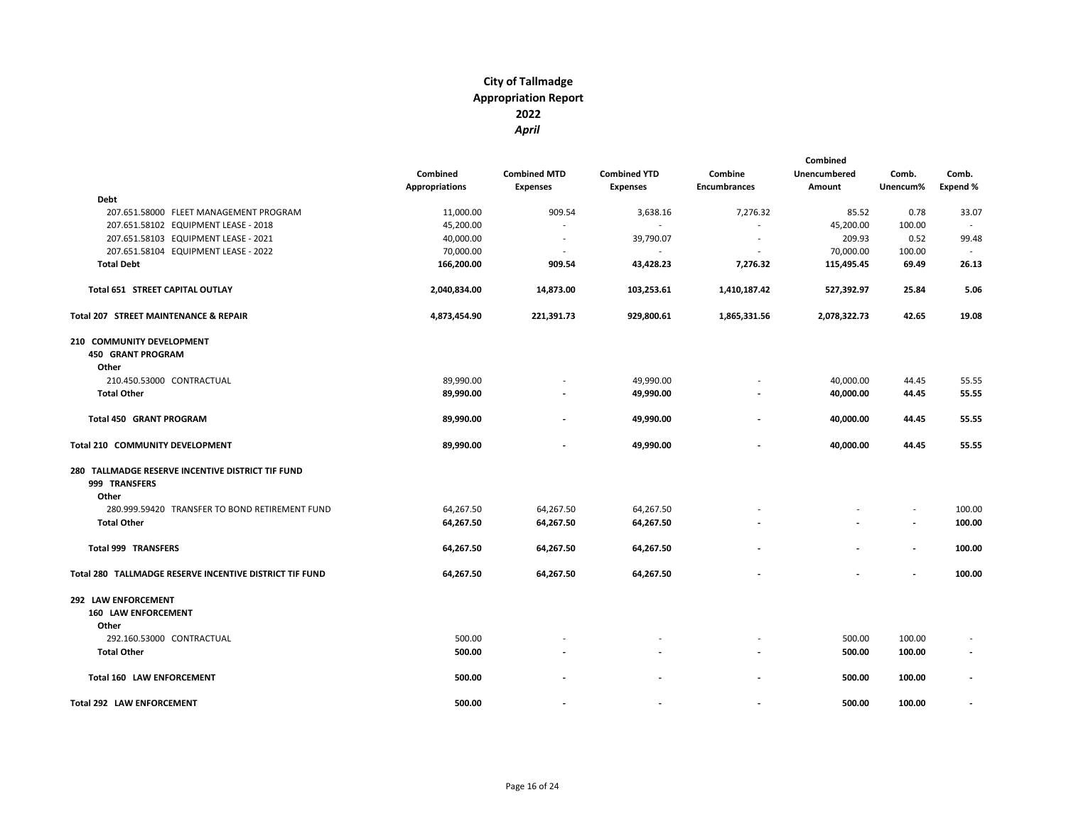# City of Tallmadge
## Appropriation Report
## 2022
### *April*

| | Combined Appropriations | Combined MTD Expenses | Combined YTD Expenses | Combine Encumbrances | Combined Unencumbered Amount | Comb. Unencum% | Comb. Expend % |
|---|---|---|---|---|---|---|---|
| **Debt** | | | | | | | |
| 207.651.58000 FLEET MANAGEMENT PROGRAM | 11,000.00 | 909.54 | 3,638.16 | 7,276.32 | 85.52 | 0.78 | 33.07 |
| 207.651.58102 EQUIPMENT LEASE - 2018 | 45,200.00 | - | - | - | 45,200.00 | 100.00 | - |
| 207.651.58103 EQUIPMENT LEASE - 2021 | 40,000.00 | - | 39,790.07 | - | 209.93 | 0.52 | 99.48 |
| 207.651.58104 EQUIPMENT LEASE - 2022 | 70,000.00 | - | - | - | 70,000.00 | 100.00 | - |
| **Total Debt** | **166,200.00** | **909.54** | **43,428.23** | **7,276.32** | **115,495.45** | **69.49** | **26.13** |
| **Total 651 STREET CAPITAL OUTLAY** | **2,040,834.00** | **14,873.00** | **103,253.61** | **1,410,187.42** | **527,392.97** | **25.84** | **5.06** |
| **Total 207 STREET MAINTENANCE & REPAIR** | **4,873,454.90** | **221,391.73** | **929,800.61** | **1,865,331.56** | **2,078,322.73** | **42.65** | **19.08** |
| **210 COMMUNITY DEVELOPMENT** | | | | | | | |
| **450 GRANT PROGRAM** | | | | | | | |
| **Other** | | | | | | | |
| 210.450.53000 CONTRACTUAL | 89,990.00 | - | 49,990.00 | - | 40,000.00 | 44.45 | 55.55 |
| **Total Other** | **89,990.00** | **-** | **49,990.00** | **-** | **40,000.00** | **44.45** | **55.55** |
| **Total 450 GRANT PROGRAM** | **89,990.00** | **-** | **49,990.00** | **-** | **40,000.00** | **44.45** | **55.55** |
| **Total 210 COMMUNITY DEVELOPMENT** | **89,990.00** | **-** | **49,990.00** | **-** | **40,000.00** | **44.45** | **55.55** |
| **280 TALLMADGE RESERVE INCENTIVE DISTRICT TIF FUND** | | | | | | | |
| **999 TRANSFERS** | | | | | | | |
| **Other** | | | | | | | |
| 280.999.59420 TRANSFER TO BOND RETIREMENT FUND | 64,267.50 | 64,267.50 | 64,267.50 | - | - | - | 100.00 |
| **Total Other** | **64,267.50** | **64,267.50** | **64,267.50** | **-** | **-** | **-** | **100.00** |
| **Total 999 TRANSFERS** | **64,267.50** | **64,267.50** | **64,267.50** | **-** | **-** | **-** | **100.00** |
| **Total 280 TALLMADGE RESERVE INCENTIVE DISTRICT TIF FUND** | **64,267.50** | **64,267.50** | **64,267.50** | **-** | **-** | **-** | **100.00** |
| **292 LAW ENFORCEMENT** | | | | | | | |
| **160 LAW ENFORCEMENT** | | | | | | | |
| **Other** | | | | | | | |
| 292.160.53000 CONTRACTUAL | 500.00 | - | - | - | 500.00 | 100.00 | - |
| **Total Other** | **500.00** | **-** | **-** | **-** | **500.00** | **100.00** | **-** |
| **Total 160 LAW ENFORCEMENT** | **500.00** | **-** | **-** | **-** | **500.00** | **100.00** | **-** |
| **Total 292 LAW ENFORCEMENT** | **500.00** | **-** | **-** | **-** | **500.00** | **100.00** | **-** |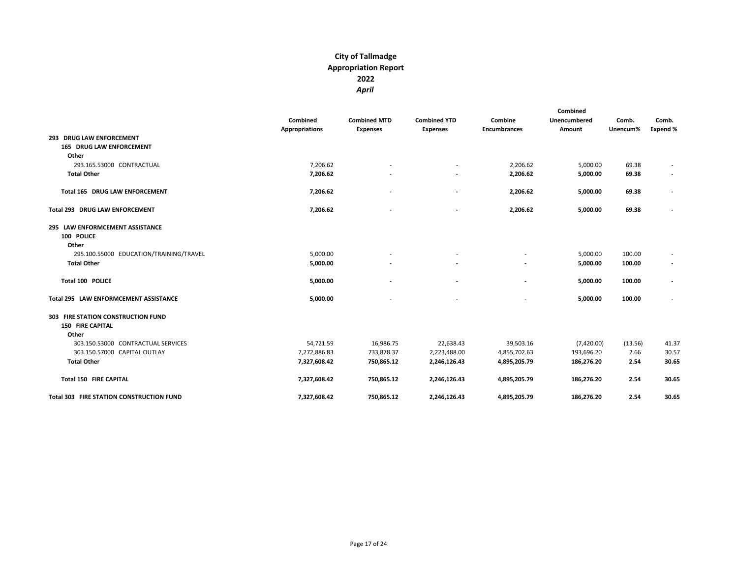# City of Tallmadge
## Appropriation Report
## 2022
### *April*

| | Combined Appropriations | Combined MTD Expenses | Combined YTD Expenses | Combine Encumbrances | Combined Unencumbered Amount | Comb. Unencum% | Comb. Expend % |
|---|---|---|---|---|---|---|---|
| **293 DRUG LAW ENFORCEMENT** | | | | | | | |
| **165 DRUG LAW ENFORCEMENT** | | | | | | | |
| **Other** | | | | | | | |
| 293.165.53000 CONTRACTUAL | 7,206.62 | - | - | 2,206.62 | 5,000.00 | 69.38 | - |
| **Total Other** | **7,206.62** | **-** | **-** | **2,206.62** | **5,000.00** | **69.38** | **-** |
| **Total 165 DRUG LAW ENFORCEMENT** | **7,206.62** | **-** | **-** | **2,206.62** | **5,000.00** | **69.38** | **-** |
| **Total 293 DRUG LAW ENFORCEMENT** | **7,206.62** | **-** | **-** | **2,206.62** | **5,000.00** | **69.38** | **-** |
| **295 LAW ENFORMCEMENT ASSISTANCE** | | | | | | | |
| **100 POLICE** | | | | | | | |
| **Other** | | | | | | | |
| 295.100.55000 EDUCATION/TRAINING/TRAVEL | 5,000.00 | - | - | - | 5,000.00 | 100.00 | - |
| **Total Other** | **5,000.00** | **-** | **-** | **-** | **5,000.00** | **100.00** | **-** |
| **Total 100 POLICE** | **5,000.00** | **-** | **-** | **-** | **5,000.00** | **100.00** | **-** |
| **Total 295 LAW ENFORMCEMENT ASSISTANCE** | **5,000.00** | **-** | **-** | **-** | **5,000.00** | **100.00** | **-** |
| **303 FIRE STATION CONSTRUCTION FUND** | | | | | | | |
| **150 FIRE CAPITAL** | | | | | | | |
| **Other** | | | | | | | |
| 303.150.53000 CONTRACTUAL SERVICES | 54,721.59 | 16,986.75 | 22,638.43 | 39,503.16 | (7,420.00) | (13.56) | 41.37 |
| 303.150.57000 CAPITAL OUTLAY | 7,272,886.83 | 733,878.37 | 2,223,488.00 | 4,855,702.63 | 193,696.20 | 2.66 | 30.57 |
| **Total Other** | **7,327,608.42** | **750,865.12** | **2,246,126.43** | **4,895,205.79** | **186,276.20** | **2.54** | **30.65** |
| **Total 150 FIRE CAPITAL** | **7,327,608.42** | **750,865.12** | **2,246,126.43** | **4,895,205.79** | **186,276.20** | **2.54** | **30.65** |
| **Total 303 FIRE STATION CONSTRUCTION FUND** | **7,327,608.42** | **750,865.12** | **2,246,126.43** | **4,895,205.79** | **186,276.20** | **2.54** | **30.65** |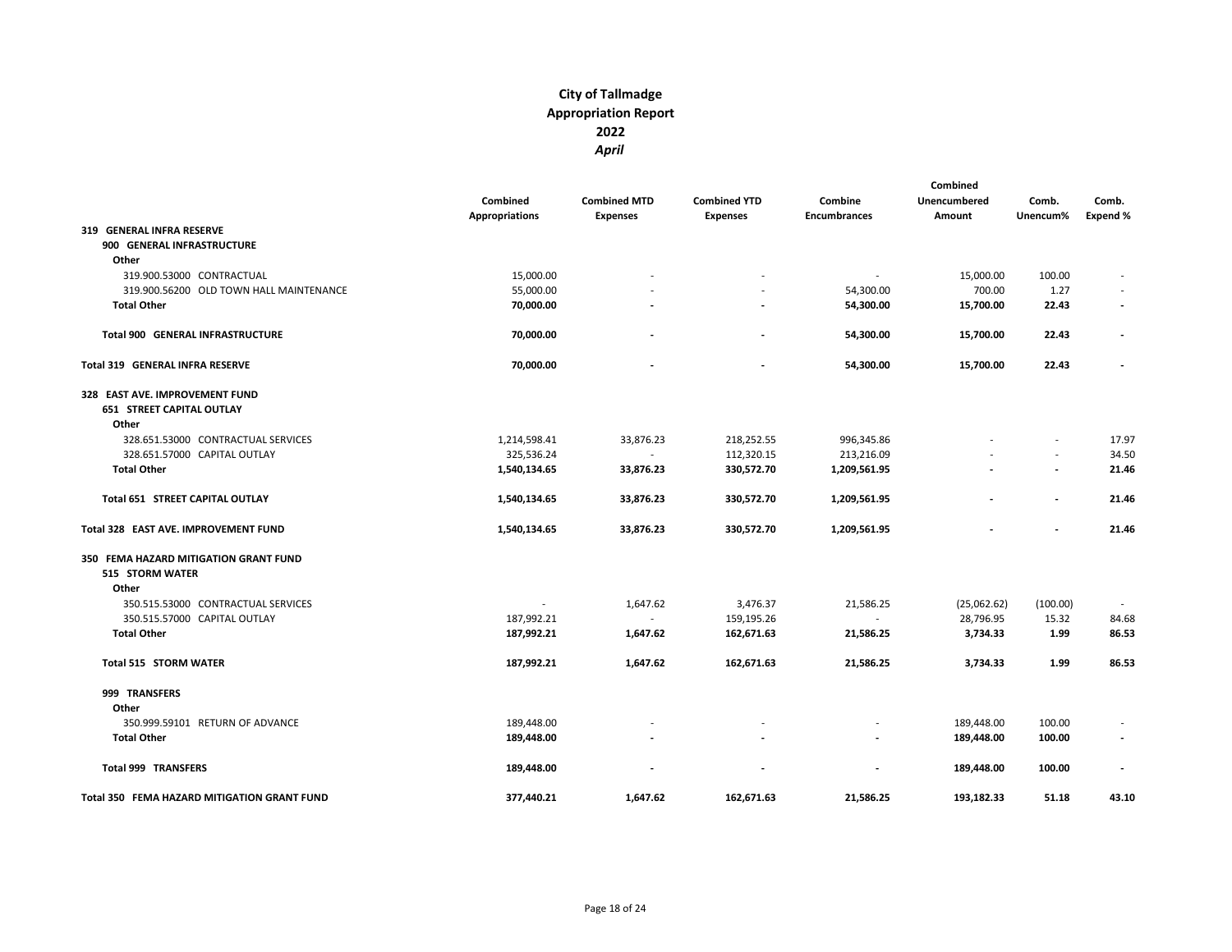# City of Tallmadge
## Appropriation Report
## 2022
## *April*

| | Combined Appropriations | Combined MTD Expenses | Combined YTD Expenses | Combine Encumbrances | Combined Unencumbered Amount | Comb. Unencum% | Comb. Expend % |
|---|---|---|---|---|---|---|---|
| **319 GENERAL INFRA RESERVE** | | | | | | | |
| **900 GENERAL INFRASTRUCTURE** | | | | | | | |
| **Other** | | | | | | | |
| 319.900.53000 CONTRACTUAL | 15,000.00 | - | - | - | 15,000.00 | 100.00 | - |
| 319.900.56200 OLD TOWN HALL MAINTENANCE | 55,000.00 | - | - | 54,300.00 | 700.00 | 1.27 | - |
| **Total Other** | **70,000.00** | **-** | **-** | **54,300.00** | **15,700.00** | **22.43** | **-** |
| **Total 900 GENERAL INFRASTRUCTURE** | **70,000.00** | **-** | **-** | **54,300.00** | **15,700.00** | **22.43** | **-** |
| **Total 319 GENERAL INFRA RESERVE** | **70,000.00** | **-** | **-** | **54,300.00** | **15,700.00** | **22.43** | **-** |
| **328 EAST AVE. IMPROVEMENT FUND** | | | | | | | |
| **651 STREET CAPITAL OUTLAY** | | | | | | | |
| **Other** | | | | | | | |
| 328.651.53000 CONTRACTUAL SERVICES | 1,214,598.41 | 33,876.23 | 218,252.55 | 996,345.86 | - | - | 17.97 |
| 328.651.57000 CAPITAL OUTLAY | 325,536.24 | - | 112,320.15 | 213,216.09 | - | - | 34.50 |
| **Total Other** | **1,540,134.65** | **33,876.23** | **330,572.70** | **1,209,561.95** | **-** | **-** | **21.46** |
| **Total 651 STREET CAPITAL OUTLAY** | **1,540,134.65** | **33,876.23** | **330,572.70** | **1,209,561.95** | **-** | **-** | **21.46** |
| **Total 328 EAST AVE. IMPROVEMENT FUND** | **1,540,134.65** | **33,876.23** | **330,572.70** | **1,209,561.95** | **-** | **-** | **21.46** |
| **350 FEMA HAZARD MITIGATION GRANT FUND** | | | | | | | |
| **515 STORM WATER** | | | | | | | |
| **Other** | | | | | | | |
| 350.515.53000 CONTRACTUAL SERVICES | - | 1,647.62 | 3,476.37 | 21,586.25 | (25,062.62) | (100.00) | - |
| 350.515.57000 CAPITAL OUTLAY | 187,992.21 | - | 159,195.26 | - | 28,796.95 | 15.32 | 84.68 |
| **Total Other** | **187,992.21** | **1,647.62** | **162,671.63** | **21,586.25** | **3,734.33** | **1.99** | **86.53** |
| **Total 515 STORM WATER** | **187,992.21** | **1,647.62** | **162,671.63** | **21,586.25** | **3,734.33** | **1.99** | **86.53** |
| **999 TRANSFERS** | | | | | | | |
| **Other** | | | | | | | |
| 350.999.59101 RETURN OF ADVANCE | 189,448.00 | - | - | - | 189,448.00 | 100.00 | - |
| **Total Other** | **189,448.00** | **-** | **-** | **-** | **189,448.00** | **100.00** | **-** |
| **Total 999 TRANSFERS** | **189,448.00** | **-** | **-** | **-** | **189,448.00** | **100.00** | **-** |
| **Total 350 FEMA HAZARD MITIGATION GRANT FUND** | **377,440.21** | **1,647.62** | **162,671.63** | **21,586.25** | **193,182.33** | **51.18** | **43.10** |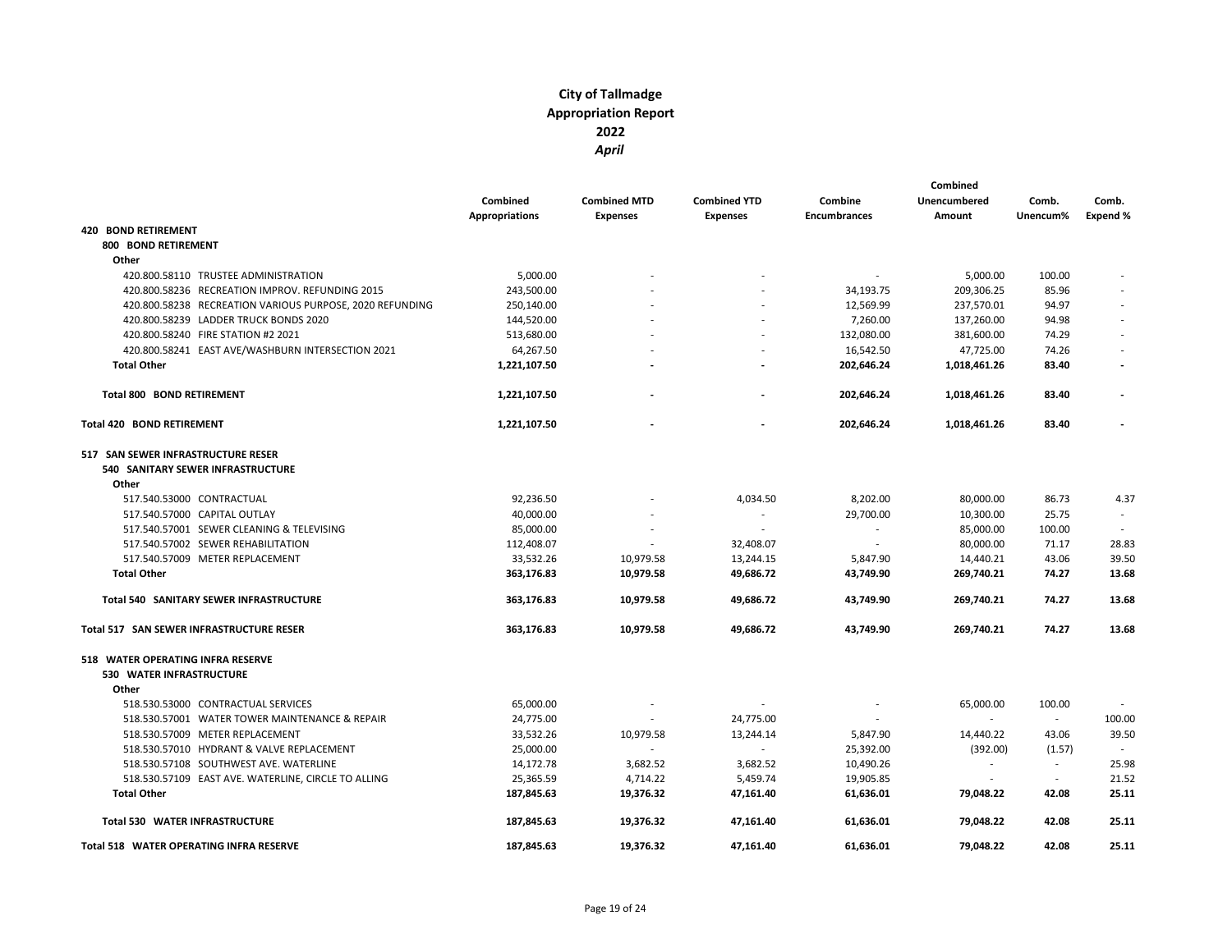# City of Tallmadge
## Appropriation Report
## 2022
### *April*

| | Combined Appropriations | Combined MTD Expenses | Combined YTD Expenses | Combine Encumbrances | Combined Unencumbered Amount | Comb. Unencum% | Comb. Expend % |
|---|---|---|---|---|---|---|---|
| **420 BOND RETIREMENT** | | | | | | | |
| **800 BOND RETIREMENT** | | | | | | | |
| **Other** | | | | | | | |
| 420.800.58110 TRUSTEE ADMINISTRATION | 5,000.00 | - | - | - | 5,000.00 | 100.00 | - |
| 420.800.58236 RECREATION IMPROV. REFUNDING 2015 | 243,500.00 | - | - | 34,193.75 | 209,306.25 | 85.96 | - |
| 420.800.58238 RECREATION VARIOUS PURPOSE, 2020 REFUNDING | 250,140.00 | - | - | 12,569.99 | 237,570.01 | 94.97 | - |
| 420.800.58239 LADDER TRUCK BONDS 2020 | 144,520.00 | - | - | 7,260.00 | 137,260.00 | 94.98 | - |
| 420.800.58240 FIRE STATION #2 2021 | 513,680.00 | - | - | 132,080.00 | 381,600.00 | 74.29 | - |
| 420.800.58241 EAST AVE/WASHBURN INTERSECTION 2021 | 64,267.50 | - | - | 16,542.50 | 47,725.00 | 74.26 | - |
| **Total Other** | **1,221,107.50** | **-** | **-** | **202,646.24** | **1,018,461.26** | **83.40** | **-** |
| **Total 800 BOND RETIREMENT** | **1,221,107.50** | **-** | **-** | **202,646.24** | **1,018,461.26** | **83.40** | **-** |
| **Total 420 BOND RETIREMENT** | **1,221,107.50** | **-** | **-** | **202,646.24** | **1,018,461.26** | **83.40** | **-** |
| **517 SAN SEWER INFRASTRUCTURE RESER** | | | | | | | |
| **540 SANITARY SEWER INFRASTRUCTURE** | | | | | | | |
| **Other** | | | | | | | |
| 517.540.53000 CONTRACTUAL | 92,236.50 | - | 4,034.50 | 8,202.00 | 80,000.00 | 86.73 | 4.37 |
| 517.540.57000 CAPITAL OUTLAY | 40,000.00 | - | - | 29,700.00 | 10,300.00 | 25.75 | - |
| 517.540.57001 SEWER CLEANING & TELEVISING | 85,000.00 | - | - | - | 85,000.00 | 100.00 | - |
| 517.540.57002 SEWER REHABILITATION | 112,408.07 | - | 32,408.07 | - | 80,000.00 | 71.17 | 28.83 |
| 517.540.57009 METER REPLACEMENT | 33,532.26 | 10,979.58 | 13,244.15 | 5,847.90 | 14,440.21 | 43.06 | 39.50 |
| **Total Other** | **363,176.83** | **10,979.58** | **49,686.72** | **43,749.90** | **269,740.21** | **74.27** | **13.68** |
| **Total 540 SANITARY SEWER INFRASTRUCTURE** | **363,176.83** | **10,979.58** | **49,686.72** | **43,749.90** | **269,740.21** | **74.27** | **13.68** |
| **Total 517 SAN SEWER INFRASTRUCTURE RESER** | **363,176.83** | **10,979.58** | **49,686.72** | **43,749.90** | **269,740.21** | **74.27** | **13.68** |
| **518 WATER OPERATING INFRA RESERVE** | | | | | | | |
| **530 WATER INFRASTRUCTURE** | | | | | | | |
| **Other** | | | | | | | |
| 518.530.53000 CONTRACTUAL SERVICES | 65,000.00 | - | - | - | 65,000.00 | 100.00 | - |
| 518.530.57001 WATER TOWER MAINTENANCE & REPAIR | 24,775.00 | - | 24,775.00 | - | - | - | 100.00 |
| 518.530.57009 METER REPLACEMENT | 33,532.26 | 10,979.58 | 13,244.14 | 5,847.90 | 14,440.22 | 43.06 | 39.50 |
| 518.530.57010 HYDRANT & VALVE REPLACEMENT | 25,000.00 | - | - | 25,392.00 | (392.00) | (1.57) | - |
| 518.530.57108 SOUTHWEST AVE. WATERLINE | 14,172.78 | 3,682.52 | 3,682.52 | 10,490.26 | - | - | 25.98 |
| 518.530.57109 EAST AVE. WATERLINE, CIRCLE TO ALLING | 25,365.59 | 4,714.22 | 5,459.74 | 19,905.85 | - | - | 21.52 |
| **Total Other** | **187,845.63** | **19,376.32** | **47,161.40** | **61,636.01** | **79,048.22** | **42.08** | **25.11** |
| **Total 530 WATER INFRASTRUCTURE** | **187,845.63** | **19,376.32** | **47,161.40** | **61,636.01** | **79,048.22** | **42.08** | **25.11** |
| **Total 518 WATER OPERATING INFRA RESERVE** | **187,845.63** | **19,376.32** | **47,161.40** | **61,636.01** | **79,048.22** | **42.08** | **25.11** |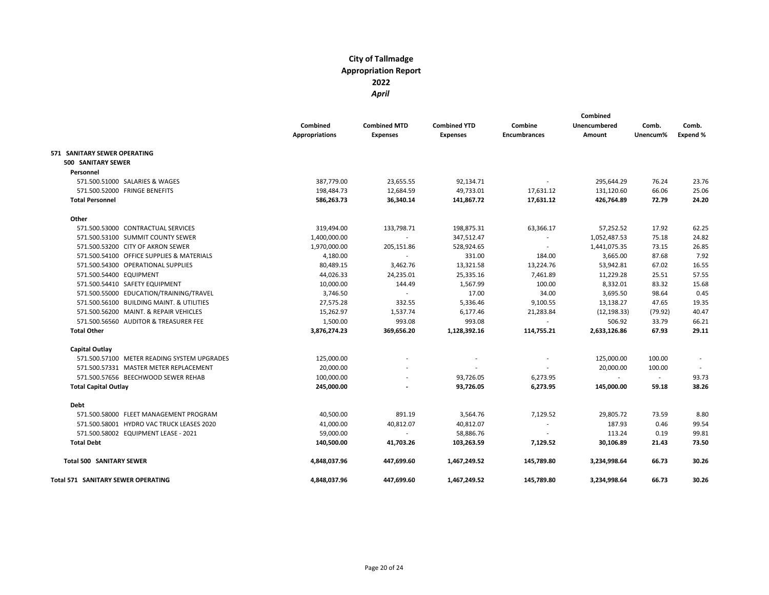# City of Tallmadge
## Appropriation Report
## 2022
## *April*

| | Combined Appropriations | Combined MTD Expenses | Combined YTD Expenses | Combine Encumbrances | Combined Unencumbered Amount | Comb. Unencum% | Comb. Expend % |
|---|---|---|---|---|---|---|---|
| **571 SANITARY SEWER OPERATING** | | | | | | | |
| **500 SANITARY SEWER** | | | | | | | |
| **Personnel** | | | | | | | |
| 571.500.51000 SALARIES & WAGES | 387,779.00 | 23,655.55 | 92,134.71 | - | 295,644.29 | 76.24 | 23.76 |
| 571.500.52000 FRINGE BENEFITS | 198,484.73 | 12,684.59 | 49,733.01 | 17,631.12 | 131,120.60 | 66.06 | 25.06 |
| **Total Personnel** | **586,263.73** | **36,340.14** | **141,867.72** | **17,631.12** | **426,764.89** | **72.79** | **24.20** |
| **Other** | | | | | | | |
| 571.500.53000 CONTRACTUAL SERVICES | 319,494.00 | 133,798.71 | 198,875.31 | 63,366.17 | 57,252.52 | 17.92 | 62.25 |
| 571.500.53100 SUMMIT COUNTY SEWER | 1,400,000.00 | - | 347,512.47 | - | 1,052,487.53 | 75.18 | 24.82 |
| 571.500.53200 CITY OF AKRON SEWER | 1,970,000.00 | 205,151.86 | 528,924.65 | - | 1,441,075.35 | 73.15 | 26.85 |
| 571.500.54100 OFFICE SUPPLIES & MATERIALS | 4,180.00 | - | 331.00 | 184.00 | 3,665.00 | 87.68 | 7.92 |
| 571.500.54300 OPERATIONAL SUPPLIES | 80,489.15 | 3,462.76 | 13,321.58 | 13,224.76 | 53,942.81 | 67.02 | 16.55 |
| 571.500.54400 EQUIPMENT | 44,026.33 | 24,235.01 | 25,335.16 | 7,461.89 | 11,229.28 | 25.51 | 57.55 |
| 571.500.54410 SAFETY EQUIPMENT | 10,000.00 | 144.49 | 1,567.99 | 100.00 | 8,332.01 | 83.32 | 15.68 |
| 571.500.55000 EDUCATION/TRAINING/TRAVEL | 3,746.50 | - | 17.00 | 34.00 | 3,695.50 | 98.64 | 0.45 |
| 571.500.56100 BUILDING MAINT. & UTILITIES | 27,575.28 | 332.55 | 5,336.46 | 9,100.55 | 13,138.27 | 47.65 | 19.35 |
| 571.500.56200 MAINT. & REPAIR VEHICLES | 15,262.97 | 1,537.74 | 6,177.46 | 21,283.84 | (12,198.33) | (79.92) | 40.47 |
| 571.500.56560 AUDITOR & TREASURER FEE | 1,500.00 | 993.08 | 993.08 | - | 506.92 | 33.79 | 66.21 |
| **Total Other** | **3,876,274.23** | **369,656.20** | **1,128,392.16** | **114,755.21** | **2,633,126.86** | **67.93** | **29.11** |
| **Capital Outlay** | | | | | | | |
| 571.500.57100 METER READING SYSTEM UPGRADES | 125,000.00 | - | - | - | 125,000.00 | 100.00 | - |
| 571.500.57331 MASTER METER REPLACEMENT | 20,000.00 | - | - | - | 20,000.00 | 100.00 | - |
| 571.500.57656 BEECHWOOD SEWER REHAB | 100,000.00 | - | 93,726.05 | 6,273.95 | - | - | 93.73 |
| **Total Capital Outlay** | **245,000.00** | **-** | **93,726.05** | **6,273.95** | **145,000.00** | **59.18** | **38.26** |
| **Debt** | | | | | | | |
| 571.500.58000 FLEET MANAGEMENT PROGRAM | 40,500.00 | 891.19 | 3,564.76 | 7,129.52 | 29,805.72 | 73.59 | 8.80 |
| 571.500.58001 HYDRO VAC TRUCK LEASES 2020 | 41,000.00 | 40,812.07 | 40,812.07 | - | 187.93 | 0.46 | 99.54 |
| 571.500.58002 EQUIPMENT LEASE - 2021 | 59,000.00 | - | 58,886.76 | - | 113.24 | 0.19 | 99.81 |
| **Total Debt** | **140,500.00** | **41,703.26** | **103,263.59** | **7,129.52** | **30,106.89** | **21.43** | **73.50** |
| **Total 500 SANITARY SEWER** | **4,848,037.96** | **447,699.60** | **1,467,249.52** | **145,789.80** | **3,234,998.64** | **66.73** | **30.26** |
| **Total 571 SANITARY SEWER OPERATING** | **4,848,037.96** | **447,699.60** | **1,467,249.52** | **145,789.80** | **3,234,998.64** | **66.73** | **30.26** |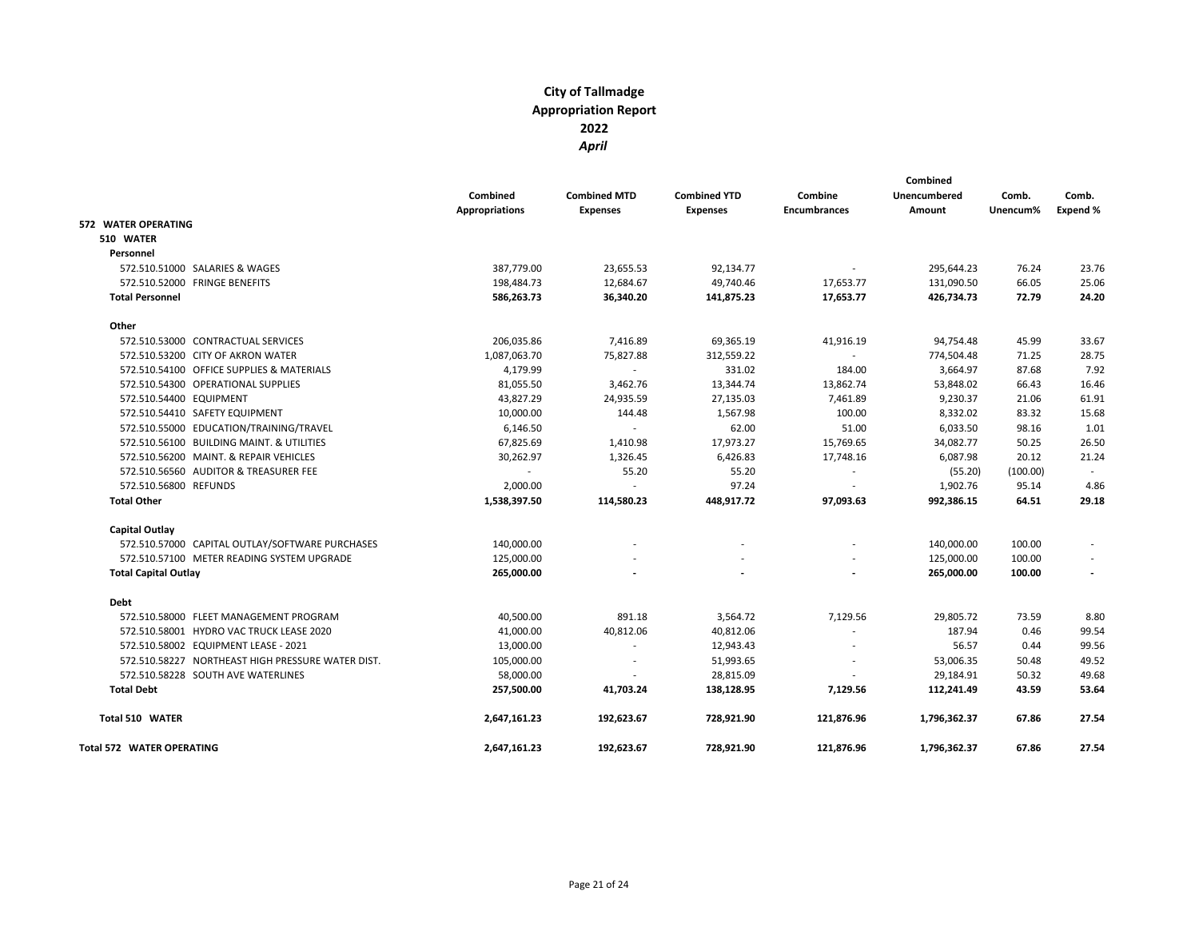# City of Tallmadge
# Appropriation Report
# 2022
# *April*

| | Combined Appropriations | Combined MTD Expenses | Combined YTD Expenses | Combine Encumbrances | Combined Unencumbered Amount | Comb. Unencum% | Comb. Expend % |
|---|---|---|---|---|---|---|---|
| **572 WATER OPERATING** | | | | | | | |
| **510 WATER** | | | | | | | |
| **Personnel** | | | | | | | |
| 572.510.51000 SALARIES & WAGES | 387,779.00 | 23,655.53 | 92,134.77 | - | 295,644.23 | 76.24 | 23.76 |
| 572.510.52000 FRINGE BENEFITS | 198,484.73 | 12,684.67 | 49,740.46 | 17,653.77 | 131,090.50 | 66.05 | 25.06 |
| **Total Personnel** | **586,263.73** | **36,340.20** | **141,875.23** | **17,653.77** | **426,734.73** | **72.79** | **24.20** |
| **Other** | | | | | | | |
| 572.510.53000 CONTRACTUAL SERVICES | 206,035.86 | 7,416.89 | 69,365.19 | 41,916.19 | 94,754.48 | 45.99 | 33.67 |
| 572.510.53200 CITY OF AKRON WATER | 1,087,063.70 | 75,827.88 | 312,559.22 | - | 774,504.48 | 71.25 | 28.75 |
| 572.510.54100 OFFICE SUPPLIES & MATERIALS | 4,179.99 | - | 331.02 | 184.00 | 3,664.97 | 87.68 | 7.92 |
| 572.510.54300 OPERATIONAL SUPPLIES | 81,055.50 | 3,462.76 | 13,344.74 | 13,862.74 | 53,848.02 | 66.43 | 16.46 |
| 572.510.54400 EQUIPMENT | 43,827.29 | 24,935.59 | 27,135.03 | 7,461.89 | 9,230.37 | 21.06 | 61.91 |
| 572.510.54410 SAFETY EQUIPMENT | 10,000.00 | 144.48 | 1,567.98 | 100.00 | 8,332.02 | 83.32 | 15.68 |
| 572.510.55000 EDUCATION/TRAINING/TRAVEL | 6,146.50 | - | 62.00 | 51.00 | 6,033.50 | 98.16 | 1.01 |
| 572.510.56100 BUILDING MAINT. & UTILITIES | 67,825.69 | 1,410.98 | 17,973.27 | 15,769.65 | 34,082.77 | 50.25 | 26.50 |
| 572.510.56200 MAINT. & REPAIR VEHICLES | 30,262.97 | 1,326.45 | 6,426.83 | 17,748.16 | 6,087.98 | 20.12 | 21.24 |
| 572.510.56560 AUDITOR & TREASURER FEE | - | 55.20 | 55.20 | - | (55.20) | (100.00) | - |
| 572.510.56800 REFUNDS | 2,000.00 | - | 97.24 | - | 1,902.76 | 95.14 | 4.86 |
| **Total Other** | **1,538,397.50** | **114,580.23** | **448,917.72** | **97,093.63** | **992,386.15** | **64.51** | **29.18** |
| **Capital Outlay** | | | | | | | |
| 572.510.57000 CAPITAL OUTLAY/SOFTWARE PURCHASES | 140,000.00 | - | - | - | 140,000.00 | 100.00 | - |
| 572.510.57100 METER READING SYSTEM UPGRADE | 125,000.00 | - | - | - | 125,000.00 | 100.00 | - |
| **Total Capital Outlay** | **265,000.00** | **-** | **-** | **-** | **265,000.00** | **100.00** | **-** |
| **Debt** | | | | | | | |
| 572.510.58000 FLEET MANAGEMENT PROGRAM | 40,500.00 | 891.18 | 3,564.72 | 7,129.56 | 29,805.72 | 73.59 | 8.80 |
| 572.510.58001 HYDRO VAC TRUCK LEASE 2020 | 41,000.00 | 40,812.06 | 40,812.06 | - | 187.94 | 0.46 | 99.54 |
| 572.510.58002 EQUIPMENT LEASE - 2021 | 13,000.00 | - | 12,943.43 | - | 56.57 | 0.44 | 99.56 |
| 572.510.58227 NORTHEAST HIGH PRESSURE WATER DIST. | 105,000.00 | - | 51,993.65 | - | 53,006.35 | 50.48 | 49.52 |
| 572.510.58228 SOUTH AVE WATERLINES | 58,000.00 | - | 28,815.09 | - | 29,184.91 | 50.32 | 49.68 |
| **Total Debt** | **257,500.00** | **41,703.24** | **138,128.95** | **7,129.56** | **112,241.49** | **43.59** | **53.64** |
| **Total 510 WATER** | **2,647,161.23** | **192,623.67** | **728,921.90** | **121,876.96** | **1,796,362.37** | **67.86** | **27.54** |
| **Total 572 WATER OPERATING** | **2,647,161.23** | **192,623.67** | **728,921.90** | **121,876.96** | **1,796,362.37** | **67.86** | **27.54** |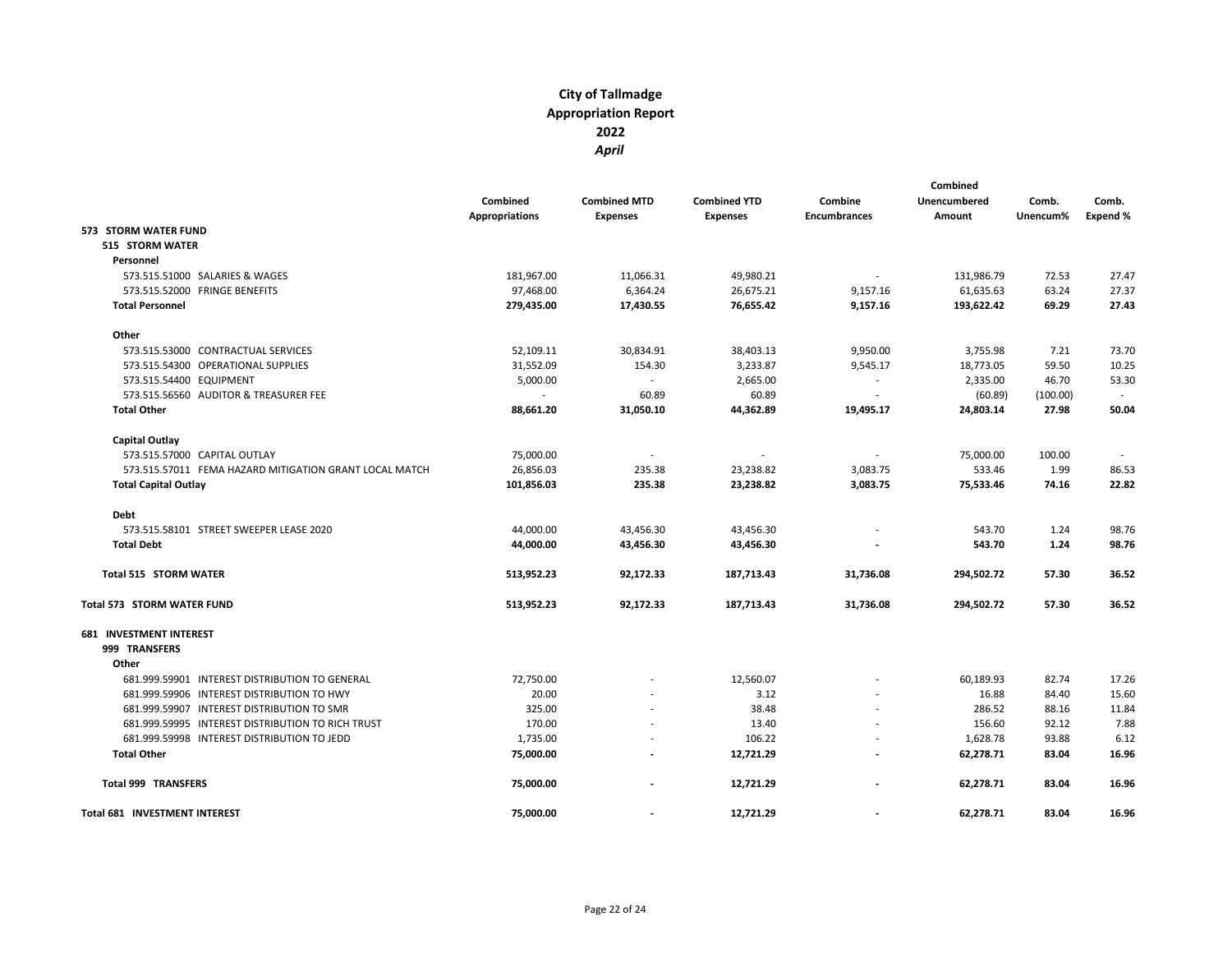# City of Tallmadge
# Appropriation Report
# 2022
# *April*

| | Combined Appropriations | Combined MTD Expenses | Combined YTD Expenses | Combine Encumbrances | Combined Unencumbered Amount | Comb. Unencum% | Comb. Expend % |
|---|---|---|---|---|---|---|---|
| **573 STORM WATER FUND** | | | | | | | |
| **515 STORM WATER** | | | | | | | |
| **Personnel** | | | | | | | |
| 573.515.51000 SALARIES & WAGES | 181,967.00 | 11,066.31 | 49,980.21 | - | 131,986.79 | 72.53 | 27.47 |
| 573.515.52000 FRINGE BENEFITS | 97,468.00 | 6,364.24 | 26,675.21 | 9,157.16 | 61,635.63 | 63.24 | 27.37 |
| **Total Personnel** | **279,435.00** | **17,430.55** | **76,655.42** | **9,157.16** | **193,622.42** | **69.29** | **27.43** |
| **Other** | | | | | | | |
| 573.515.53000 CONTRACTUAL SERVICES | 52,109.11 | 30,834.91 | 38,403.13 | 9,950.00 | 3,755.98 | 7.21 | 73.70 |
| 573.515.54300 OPERATIONAL SUPPLIES | 31,552.09 | 154.30 | 3,233.87 | 9,545.17 | 18,773.05 | 59.50 | 10.25 |
| 573.515.54400 EQUIPMENT | 5,000.00 | - | 2,665.00 | - | 2,335.00 | 46.70 | 53.30 |
| 573.515.56560 AUDITOR & TREASURER FEE | - | 60.89 | 60.89 | - | (60.89) | (100.00) | - |
| **Total Other** | **88,661.20** | **31,050.10** | **44,362.89** | **19,495.17** | **24,803.14** | **27.98** | **50.04** |
| **Capital Outlay** | | | | | | | |
| 573.515.57000 CAPITAL OUTLAY | 75,000.00 | - | - | - | 75,000.00 | 100.00 | - |
| 573.515.57011 FEMA HAZARD MITIGATION GRANT LOCAL MATCH | 26,856.03 | 235.38 | 23,238.82 | 3,083.75 | 533.46 | 1.99 | 86.53 |
| **Total Capital Outlay** | **101,856.03** | **235.38** | **23,238.82** | **3,083.75** | **75,533.46** | **74.16** | **22.82** |
| **Debt** | | | | | | | |
| 573.515.58101 STREET SWEEPER LEASE 2020 | 44,000.00 | 43,456.30 | 43,456.30 | - | 543.70 | 1.24 | 98.76 |
| **Total Debt** | **44,000.00** | **43,456.30** | **43,456.30** | **-** | **543.70** | **1.24** | **98.76** |
| **Total 515 STORM WATER** | **513,952.23** | **92,172.33** | **187,713.43** | **31,736.08** | **294,502.72** | **57.30** | **36.52** |
| **Total 573 STORM WATER FUND** | **513,952.23** | **92,172.33** | **187,713.43** | **31,736.08** | **294,502.72** | **57.30** | **36.52** |
| **681 INVESTMENT INTEREST** | | | | | | | |
| **999 TRANSFERS** | | | | | | | |
| **Other** | | | | | | | |
| 681.999.59901 INTEREST DISTRIBUTION TO GENERAL | 72,750.00 | - | 12,560.07 | - | 60,189.93 | 82.74 | 17.26 |
| 681.999.59906 INTEREST DISTRIBUTION TO HWY | 20.00 | - | 3.12 | - | 16.88 | 84.40 | 15.60 |
| 681.999.59907 INTEREST DISTRIBUTION TO SMR | 325.00 | - | 38.48 | - | 286.52 | 88.16 | 11.84 |
| 681.999.59995 INTEREST DISTRIBUTION TO RICH TRUST | 170.00 | - | 13.40 | - | 156.60 | 92.12 | 7.88 |
| 681.999.59998 INTEREST DISTRIBUTION TO JEDD | 1,735.00 | - | 106.22 | - | 1,628.78 | 93.88 | 6.12 |
| **Total Other** | **75,000.00** | **-** | **12,721.29** | **-** | **62,278.71** | **83.04** | **16.96** |
| **Total 999 TRANSFERS** | **75,000.00** | **-** | **12,721.29** | **-** | **62,278.71** | **83.04** | **16.96** |
| **Total 681 INVESTMENT INTEREST** | **75,000.00** | **-** | **12,721.29** | **-** | **62,278.71** | **83.04** | **16.96** |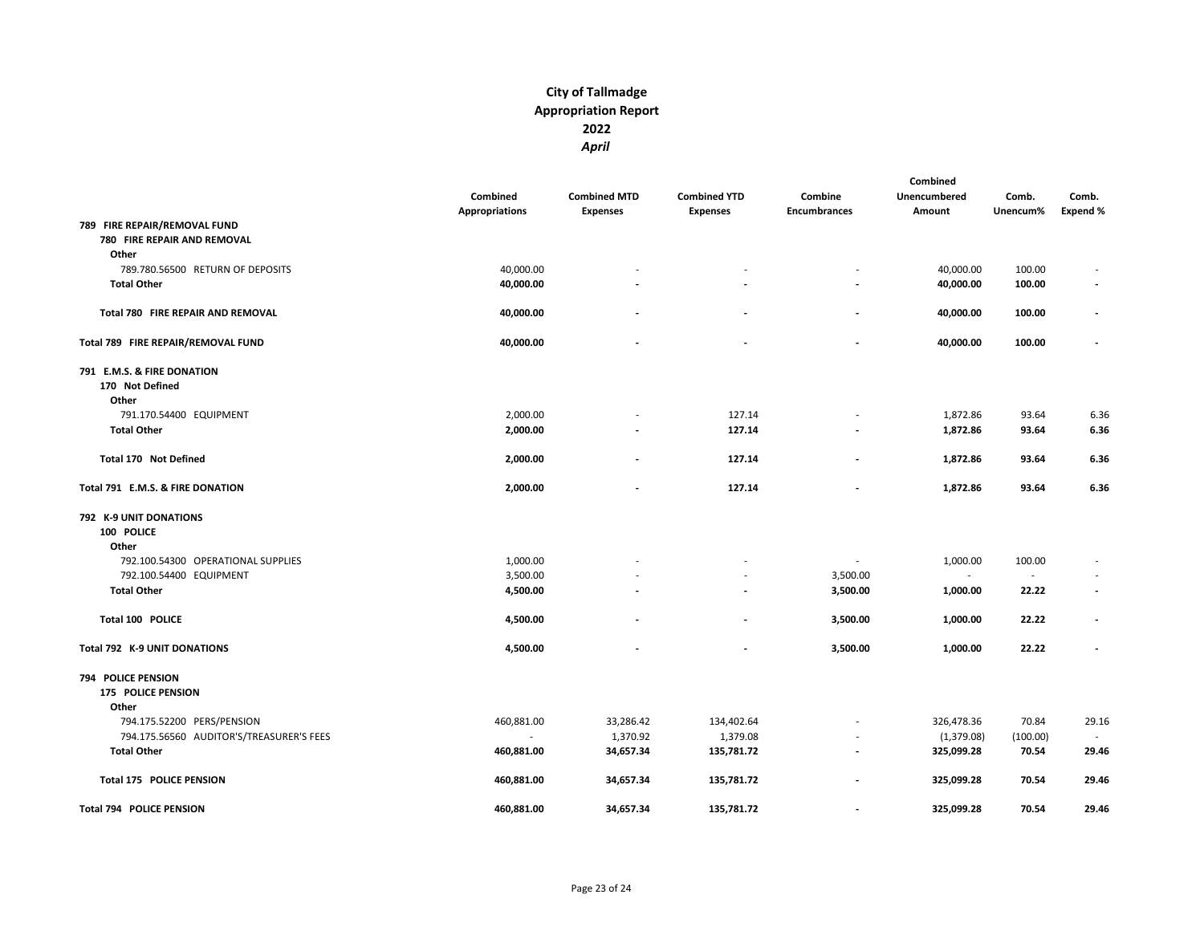# City of Tallmadge
## Appropriation Report
## 2022
### *April*

| | Combined Appropriations | Combined MTD Expenses | Combined YTD Expenses | Combine Encumbrances | Combined Unencumbered Amount | Comb. Unencum% | Comb. Expend % |
|---|---|---|---|---|---|---|---|
| **789 FIRE REPAIR/REMOVAL FUND** | | | | | | | |
| **780 FIRE REPAIR AND REMOVAL** | | | | | | | |
| **Other** | | | | | | | |
| 789.780.56500 RETURN OF DEPOSITS | 40,000.00 | - | - | - | 40,000.00 | 100.00 | - |
| **Total Other** | **40,000.00** | **-** | **-** | **-** | **40,000.00** | **100.00** | **-** |
| **Total 780 FIRE REPAIR AND REMOVAL** | **40,000.00** | **-** | **-** | **-** | **40,000.00** | **100.00** | **-** |
| **Total 789 FIRE REPAIR/REMOVAL FUND** | **40,000.00** | **-** | **-** | **-** | **40,000.00** | **100.00** | **-** |
| **791 E.M.S. & FIRE DONATION** | | | | | | | |
| **170 Not Defined** | | | | | | | |
| **Other** | | | | | | | |
| 791.170.54400 EQUIPMENT | 2,000.00 | - | 127.14 | - | 1,872.86 | 93.64 | 6.36 |
| **Total Other** | **2,000.00** | **-** | **127.14** | **-** | **1,872.86** | **93.64** | **6.36** |
| **Total 170 Not Defined** | **2,000.00** | **-** | **127.14** | **-** | **1,872.86** | **93.64** | **6.36** |
| **Total 791 E.M.S. & FIRE DONATION** | **2,000.00** | **-** | **127.14** | **-** | **1,872.86** | **93.64** | **6.36** |
| **792 K-9 UNIT DONATIONS** | | | | | | | |
| **100 POLICE** | | | | | | | |
| **Other** | | | | | | | |
| 792.100.54300 OPERATIONAL SUPPLIES | 1,000.00 | - | - | - | 1,000.00 | 100.00 | - |
| 792.100.54400 EQUIPMENT | 3,500.00 | - | - | 3,500.00 | - | - | - |
| **Total Other** | **4,500.00** | **-** | **-** | **3,500.00** | **1,000.00** | **22.22** | **-** |
| **Total 100 POLICE** | **4,500.00** | **-** | **-** | **3,500.00** | **1,000.00** | **22.22** | **-** |
| **Total 792 K-9 UNIT DONATIONS** | **4,500.00** | **-** | **-** | **3,500.00** | **1,000.00** | **22.22** | **-** |
| **794 POLICE PENSION** | | | | | | | |
| **175 POLICE PENSION** | | | | | | | |
| **Other** | | | | | | | |
| 794.175.52200 PERS/PENSION | 460,881.00 | 33,286.42 | 134,402.64 | - | 326,478.36 | 70.84 | 29.16 |
| 794.175.56560 AUDITOR'S/TREASURER'S FEES | - | 1,370.92 | 1,379.08 | - | (1,379.08) | (100.00) | - |
| **Total Other** | **460,881.00** | **34,657.34** | **135,781.72** | **-** | **325,099.28** | **70.54** | **29.46** |
| **Total 175 POLICE PENSION** | **460,881.00** | **34,657.34** | **135,781.72** | **-** | **325,099.28** | **70.54** | **29.46** |
| **Total 794 POLICE PENSION** | **460,881.00** | **34,657.34** | **135,781.72** | **-** | **325,099.28** | **70.54** | **29.46** |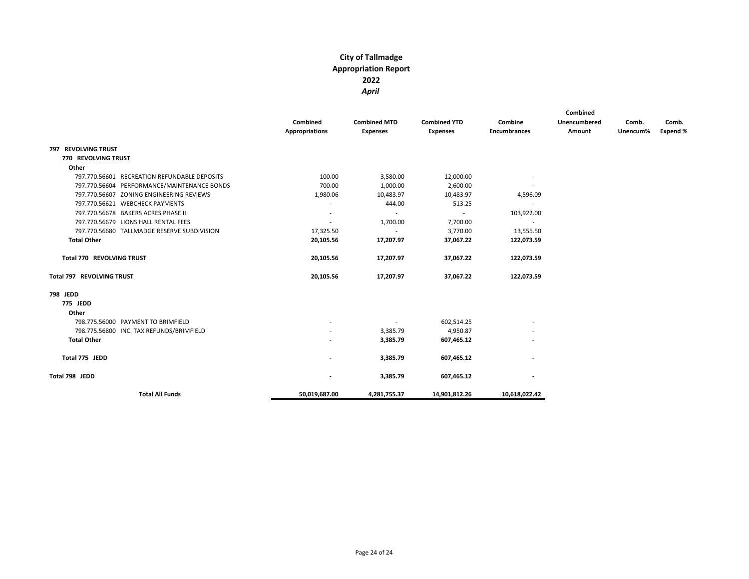# City of Tallmadge
## Appropriation Report
## 2022
### *April*

| | Combined Appropriations | Combined MTD Expenses | Combined YTD Expenses | Combine Encumbrances | Combined Unencumbered Amount | Comb. Unencum% | Comb. Expend % |
|---|---|---|---|---|---|---|---|
| **797 REVOLVING TRUST** | | | | | | | |
| **770 REVOLVING TRUST** | | | | | | | |
| **Other** | | | | | | | |
| 797.770.56601 RECREATION REFUNDABLE DEPOSITS | 100.00 | 3,580.00 | 12,000.00 | - | | | |
| 797.770.56604 PERFORMANCE/MAINTENANCE BONDS | 700.00 | 1,000.00 | 2,600.00 | - | | | |
| 797.770.56607 ZONING ENGINEERING REVIEWS | 1,980.06 | 10,483.97 | 10,483.97 | 4,596.09 | | | |
| 797.770.56621 WEBCHECK PAYMENTS | - | 444.00 | 513.25 | - | | | |
| 797.770.56678 BAKERS ACRES PHASE II | - | - | - | 103,922.00 | | | |
| 797.770.56679 LIONS HALL RENTAL FEES | - | 1,700.00 | 7,700.00 | - | | | |
| 797.770.56680 TALLMADGE RESERVE SUBDIVISION | 17,325.50 | - | 3,770.00 | 13,555.50 | | | |
| **Total Other** | **20,105.56** | **17,207.97** | **37,067.22** | **122,073.59** | | | |
| **Total 770 REVOLVING TRUST** | **20,105.56** | **17,207.97** | **37,067.22** | **122,073.59** | | | |
| **Total 797 REVOLVING TRUST** | **20,105.56** | **17,207.97** | **37,067.22** | **122,073.59** | | | |
| **798 JEDD** | | | | | | | |
| **775 JEDD** | | | | | | | |
| **Other** | | | | | | | |
| 798.775.56000 PAYMENT TO BRIMFIELD | - | - | 602,514.25 | - | | | |
| 798.775.56800 INC. TAX REFUNDS/BRIMFIELD | - | 3,385.79 | 4,950.87 | - | | | |
| **Total Other** | **-** | **3,385.79** | **607,465.12** | **-** | | | |
| **Total 775 JEDD** | **-** | **3,385.79** | **607,465.12** | **-** | | | |
| **Total 798 JEDD** | **-** | **3,385.79** | **607,465.12** | **-** | | | |
| **Total All Funds** | **50,019,687.00** | **4,281,755.37** | **14,901,812.26** | **10,618,022.42** | | | |